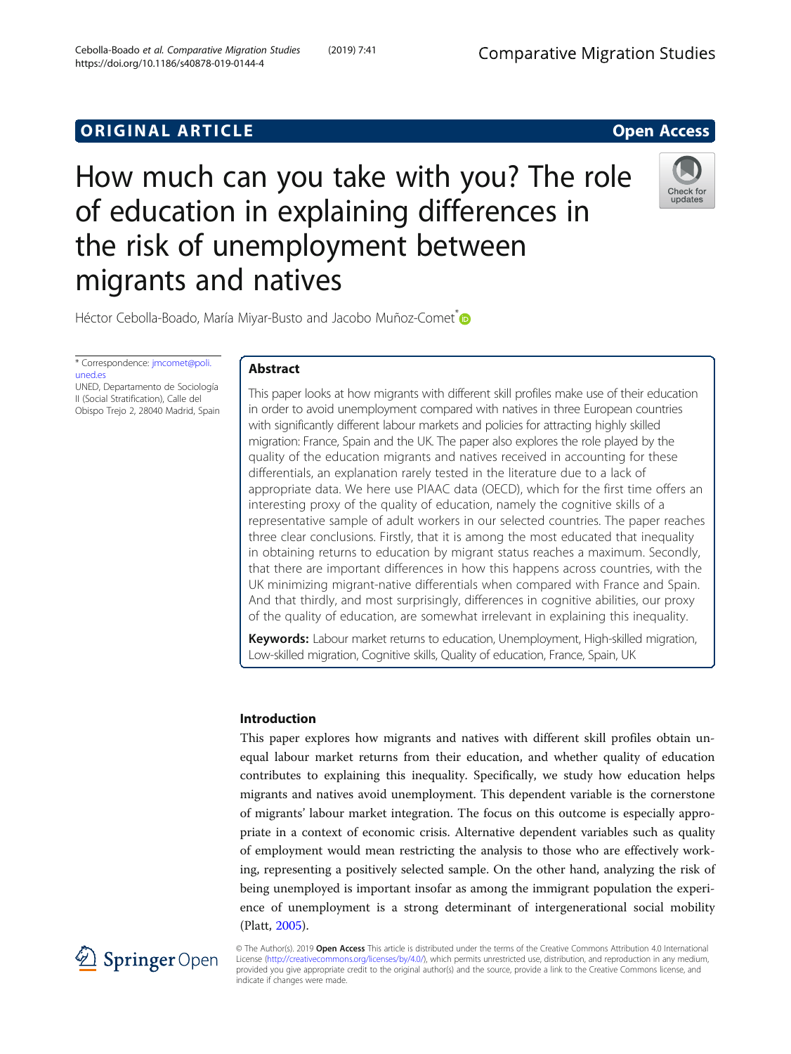ORIGINAL ARTICLE

Open Access

# How much can you take with you? The role of education in explaining differences in the risk of unemployment between migrants and natives

Héctor Cebolla-Boado, María Miyar-Busto and Jacobo Muñoz-Comet*

* Correspondence: jmcomet@poli.uned.es
UNED, Departamento de Sociología II (Social Stratification), Calle del Obispo Trejo 2, 28040 Madrid, Spain

## Abstract

This paper looks at how migrants with different skill profiles make use of their education in order to avoid unemployment compared with natives in three European countries with significantly different labour markets and policies for attracting highly skilled migration: France, Spain and the UK. The paper also explores the role played by the quality of the education migrants and natives received in accounting for these differentials, an explanation rarely tested in the literature due to a lack of appropriate data. We here use PIAAC data (OECD), which for the first time offers an interesting proxy of the quality of education, namely the cognitive skills of a representative sample of adult workers in our selected countries. The paper reaches three clear conclusions. Firstly, that it is among the most educated that inequality in obtaining returns to education by migrant status reaches a maximum. Secondly, that there are important differences in how this happens across countries, with the UK minimizing migrant-native differentials when compared with France and Spain. And that thirdly, and most surprisingly, differences in cognitive abilities, our proxy of the quality of education, are somewhat irrelevant in explaining this inequality.

**Keywords:** Labour market returns to education, Unemployment, High-skilled migration, Low-skilled migration, Cognitive skills, Quality of education, France, Spain, UK

## Introduction

This paper explores how migrants and natives with different skill profiles obtain unequal labour market returns from their education, and whether quality of education contributes to explaining this inequality. Specifically, we study how education helps migrants and natives avoid unemployment. This dependent variable is the cornerstone of migrants' labour market integration. The focus on this outcome is especially appropriate in a context of economic crisis. Alternative dependent variables such as quality of employment would mean restricting the analysis to those who are effectively working, representing a positively selected sample. On the other hand, analyzing the risk of being unemployed is important insofar as among the immigrant population the experience of unemployment is a strong determinant of intergenerational social mobility (Platt, 2005).

© The Author(s). 2019 **Open Access** This article is distributed under the terms of the Creative Commons Attribution 4.0 International License (http://creativecommons.org/licenses/by/4.0/), which permits unrestricted use, distribution, and reproduction in any medium, provided you give appropriate credit to the original author(s) and the source, provide a link to the Creative Commons license, and indicate if changes were made.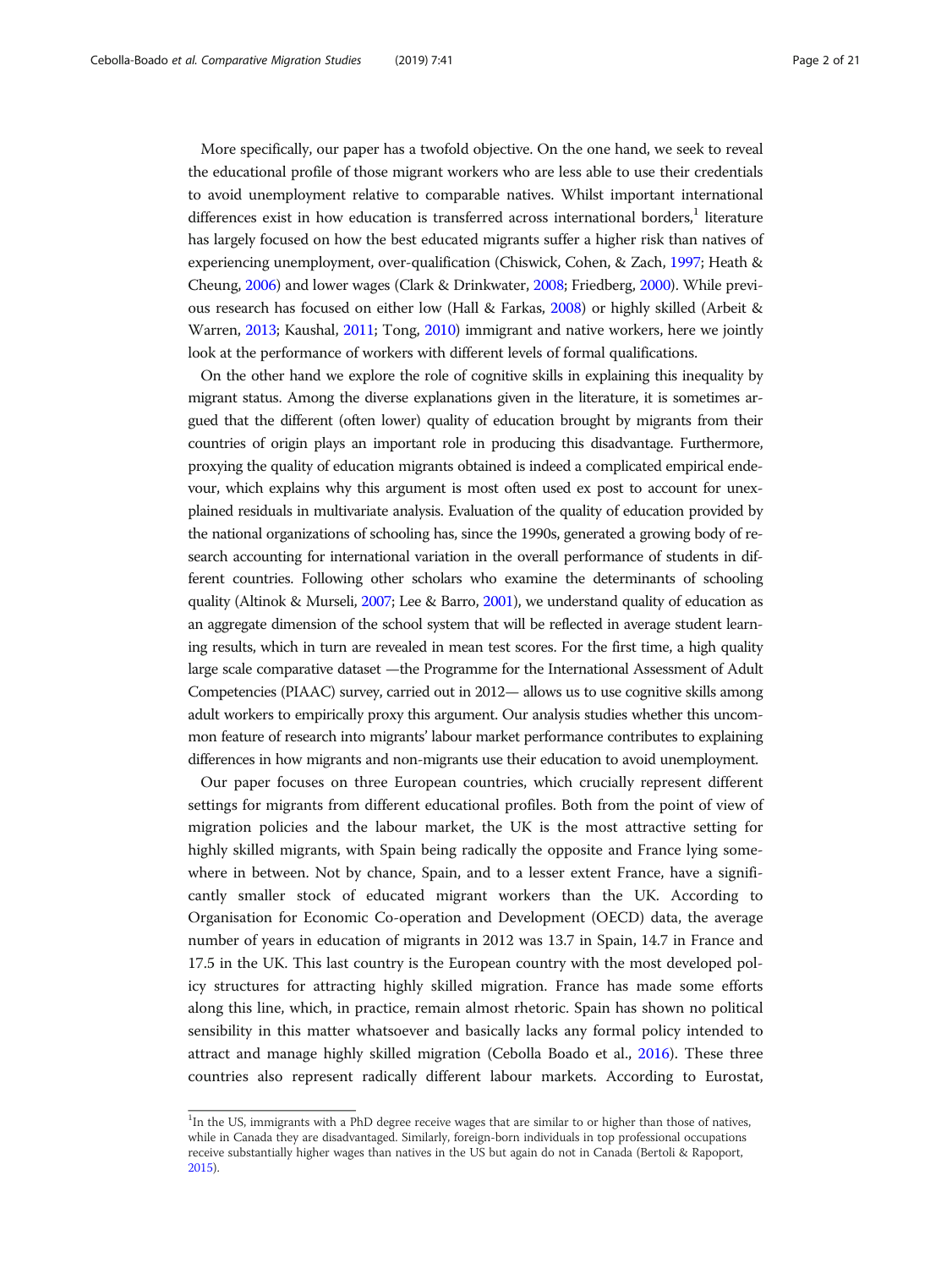More specifically, our paper has a twofold objective. On the one hand, we seek to reveal the educational profile of those migrant workers who are less able to use their credentials to avoid unemployment relative to comparable natives. Whilst important international differences exist in how education is transferred across international borders,[1] literature has largely focused on how the best educated migrants suffer a higher risk than natives of experiencing unemployment, over-qualification (Chiswick, Cohen, & Zach, 1997; Heath & Cheung, 2006) and lower wages (Clark & Drinkwater, 2008; Friedberg, 2000). While previous research has focused on either low (Hall & Farkas, 2008) or highly skilled (Arbeit & Warren, 2013; Kaushal, 2011; Tong, 2010) immigrant and native workers, here we jointly look at the performance of workers with different levels of formal qualifications.

On the other hand we explore the role of cognitive skills in explaining this inequality by migrant status. Among the diverse explanations given in the literature, it is sometimes argued that the different (often lower) quality of education brought by migrants from their countries of origin plays an important role in producing this disadvantage. Furthermore, proxying the quality of education migrants obtained is indeed a complicated empirical endevour, which explains why this argument is most often used ex post to account for unexplained residuals in multivariate analysis. Evaluation of the quality of education provided by the national organizations of schooling has, since the 1990s, generated a growing body of research accounting for international variation in the overall performance of students in different countries. Following other scholars who examine the determinants of schooling quality (Altinok & Murseli, 2007; Lee & Barro, 2001), we understand quality of education as an aggregate dimension of the school system that will be reflected in average student learning results, which in turn are revealed in mean test scores. For the first time, a high quality large scale comparative dataset —the Programme for the International Assessment of Adult Competencies (PIAAC) survey, carried out in 2012— allows us to use cognitive skills among adult workers to empirically proxy this argument. Our analysis studies whether this uncommon feature of research into migrants' labour market performance contributes to explaining differences in how migrants and non-migrants use their education to avoid unemployment.

Our paper focuses on three European countries, which crucially represent different settings for migrants from different educational profiles. Both from the point of view of migration policies and the labour market, the UK is the most attractive setting for highly skilled migrants, with Spain being radically the opposite and France lying somewhere in between. Not by chance, Spain, and to a lesser extent France, have a significantly smaller stock of educated migrant workers than the UK. According to Organisation for Economic Co-operation and Development (OECD) data, the average number of years in education of migrants in 2012 was 13.7 in Spain, 14.7 in France and 17.5 in the UK. This last country is the European country with the most developed policy structures for attracting highly skilled migration. France has made some efforts along this line, which, in practice, remain almost rhetoric. Spain has shown no political sensibility in this matter whatsoever and basically lacks any formal policy intended to attract and manage highly skilled migration (Cebolla Boado et al., 2016). These three countries also represent radically different labour markets. According to Eurostat,

[1] In the US, immigrants with a PhD degree receive wages that are similar to or higher than those of natives, while in Canada they are disadvantaged. Similarly, foreign-born individuals in top professional occupations receive substantially higher wages than natives in the US but again do not in Canada (Bertoli & Rapoport, 2015).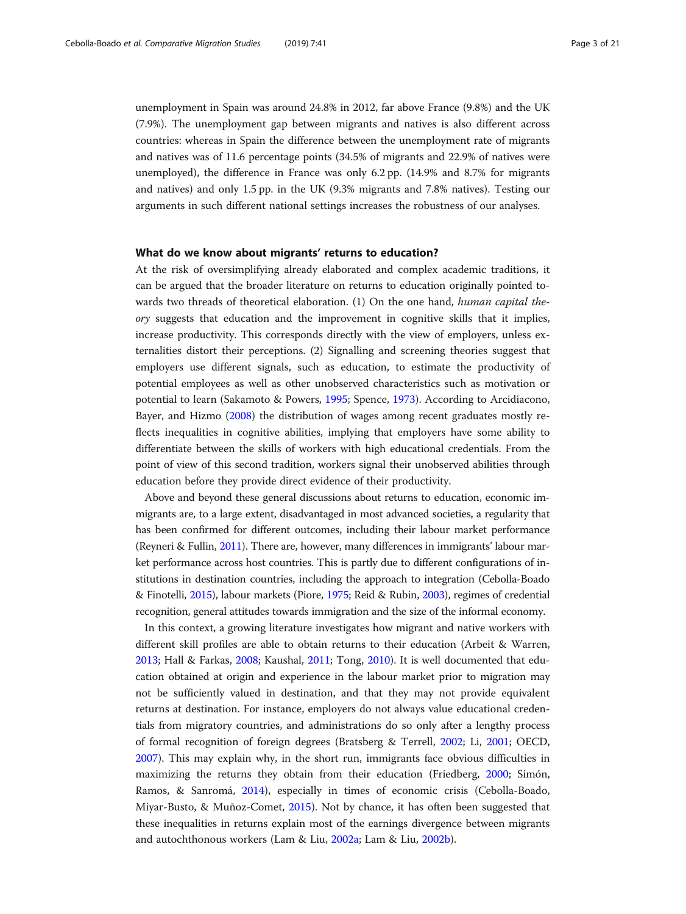unemployment in Spain was around 24.8% in 2012, far above France (9.8%) and the UK (7.9%). The unemployment gap between migrants and natives is also different across countries: whereas in Spain the difference between the unemployment rate of migrants and natives was of 11.6 percentage points (34.5% of migrants and 22.9% of natives were unemployed), the difference in France was only 6.2 pp. (14.9% and 8.7% for migrants and natives) and only 1.5 pp. in the UK (9.3% migrants and 7.8% natives). Testing our arguments in such different national settings increases the robustness of our analyses.

## What do we know about migrants' returns to education?

At the risk of oversimplifying already elaborated and complex academic traditions, it can be argued that the broader literature on returns to education originally pointed towards two threads of theoretical elaboration. (1) On the one hand, *human capital theory* suggests that education and the improvement in cognitive skills that it implies, increase productivity. This corresponds directly with the view of employers, unless externalities distort their perceptions. (2) Signalling and screening theories suggest that employers use different signals, such as education, to estimate the productivity of potential employees as well as other unobserved characteristics such as motivation or potential to learn (Sakamoto & Powers, 1995; Spence, 1973). According to Arcidiacono, Bayer, and Hizmo (2008) the distribution of wages among recent graduates mostly reflects inequalities in cognitive abilities, implying that employers have some ability to differentiate between the skills of workers with high educational credentials. From the point of view of this second tradition, workers signal their unobserved abilities through education before they provide direct evidence of their productivity.

Above and beyond these general discussions about returns to education, economic immigrants are, to a large extent, disadvantaged in most advanced societies, a regularity that has been confirmed for different outcomes, including their labour market performance (Reyneri & Fullin, 2011). There are, however, many differences in immigrants' labour market performance across host countries. This is partly due to different configurations of institutions in destination countries, including the approach to integration (Cebolla-Boado & Finotelli, 2015), labour markets (Piore, 1975; Reid & Rubin, 2003), regimes of credential recognition, general attitudes towards immigration and the size of the informal economy.

In this context, a growing literature investigates how migrant and native workers with different skill profiles are able to obtain returns to their education (Arbeit & Warren, 2013; Hall & Farkas, 2008; Kaushal, 2011; Tong, 2010). It is well documented that education obtained at origin and experience in the labour market prior to migration may not be sufficiently valued in destination, and that they may not provide equivalent returns at destination. For instance, employers do not always value educational credentials from migratory countries, and administrations do so only after a lengthy process of formal recognition of foreign degrees (Bratsberg & Terrell, 2002; Li, 2001; OECD, 2007). This may explain why, in the short run, immigrants face obvious difficulties in maximizing the returns they obtain from their education (Friedberg, 2000; Simón, Ramos, & Sanromá, 2014), especially in times of economic crisis (Cebolla-Boado, Miyar-Busto, & Muñoz-Comet, 2015). Not by chance, it has often been suggested that these inequalities in returns explain most of the earnings divergence between migrants and autochthonous workers (Lam & Liu, 2002a; Lam & Liu, 2002b).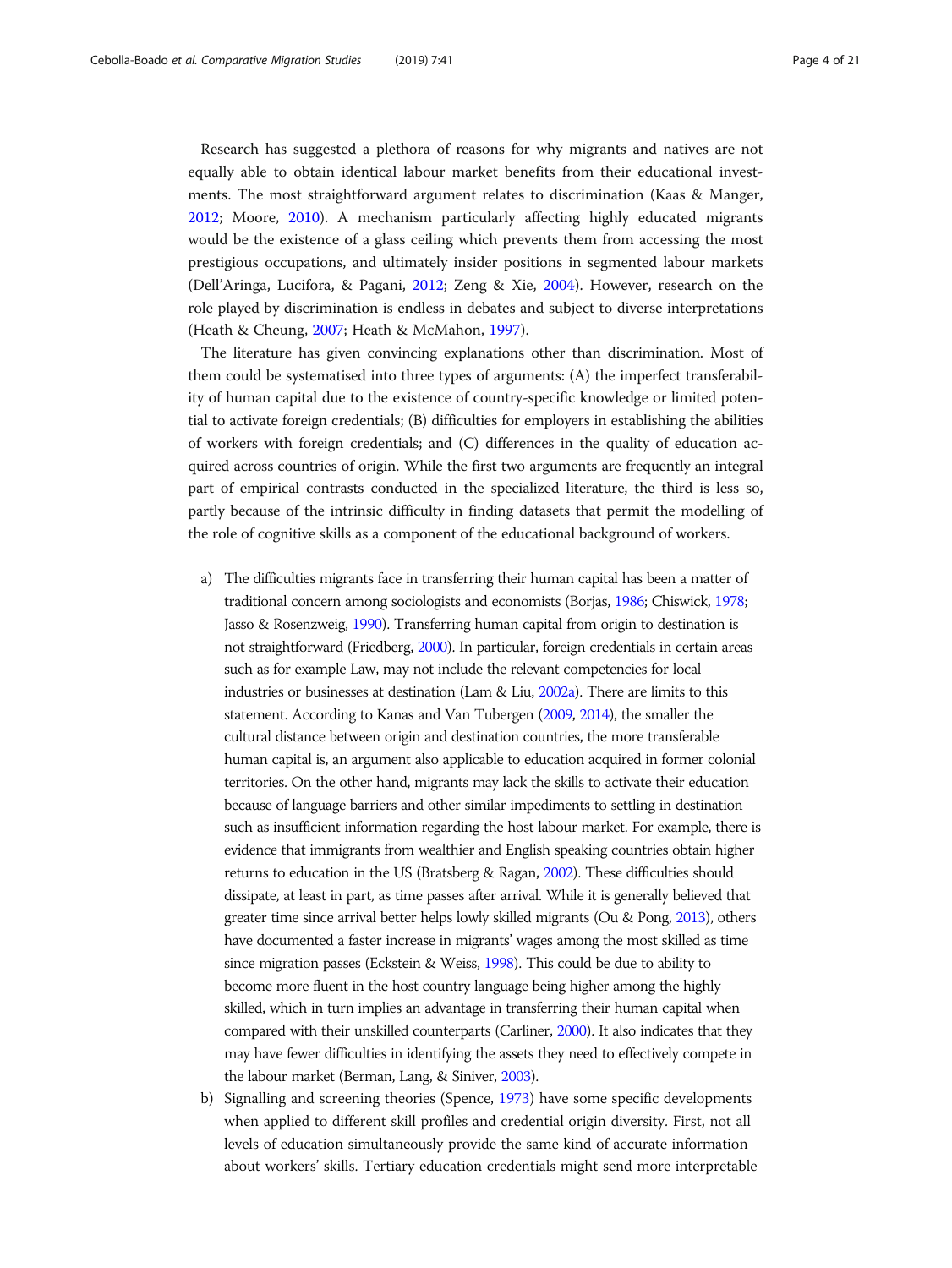Research has suggested a plethora of reasons for why migrants and natives are not equally able to obtain identical labour market benefits from their educational investments. The most straightforward argument relates to discrimination (Kaas & Manger, 2012; Moore, 2010). A mechanism particularly affecting highly educated migrants would be the existence of a glass ceiling which prevents them from accessing the most prestigious occupations, and ultimately insider positions in segmented labour markets (Dell'Aringa, Lucifora, & Pagani, 2012; Zeng & Xie, 2004). However, research on the role played by discrimination is endless in debates and subject to diverse interpretations (Heath & Cheung, 2007; Heath & McMahon, 1997).

The literature has given convincing explanations other than discrimination. Most of them could be systematised into three types of arguments: (A) the imperfect transferability of human capital due to the existence of country-specific knowledge or limited potential to activate foreign credentials; (B) difficulties for employers in establishing the abilities of workers with foreign credentials; and (C) differences in the quality of education acquired across countries of origin. While the first two arguments are frequently an integral part of empirical contrasts conducted in the specialized literature, the third is less so, partly because of the intrinsic difficulty in finding datasets that permit the modelling of the role of cognitive skills as a component of the educational background of workers.

a) The difficulties migrants face in transferring their human capital has been a matter of traditional concern among sociologists and economists (Borjas, 1986; Chiswick, 1978; Jasso & Rosenzweig, 1990). Transferring human capital from origin to destination is not straightforward (Friedberg, 2000). In particular, foreign credentials in certain areas such as for example Law, may not include the relevant competencies for local industries or businesses at destination (Lam & Liu, 2002a). There are limits to this statement. According to Kanas and Van Tubergen (2009, 2014), the smaller the cultural distance between origin and destination countries, the more transferable human capital is, an argument also applicable to education acquired in former colonial territories. On the other hand, migrants may lack the skills to activate their education because of language barriers and other similar impediments to settling in destination such as insufficient information regarding the host labour market. For example, there is evidence that immigrants from wealthier and English speaking countries obtain higher returns to education in the US (Bratsberg & Ragan, 2002). These difficulties should dissipate, at least in part, as time passes after arrival. While it is generally believed that greater time since arrival better helps lowly skilled migrants (Ou & Pong, 2013), others have documented a faster increase in migrants' wages among the most skilled as time since migration passes (Eckstein & Weiss, 1998). This could be due to ability to become more fluent in the host country language being higher among the highly skilled, which in turn implies an advantage in transferring their human capital when compared with their unskilled counterparts (Carliner, 2000). It also indicates that they may have fewer difficulties in identifying the assets they need to effectively compete in the labour market (Berman, Lang, & Siniver, 2003).

b) Signalling and screening theories (Spence, 1973) have some specific developments when applied to different skill profiles and credential origin diversity. First, not all levels of education simultaneously provide the same kind of accurate information about workers' skills. Tertiary education credentials might send more interpretable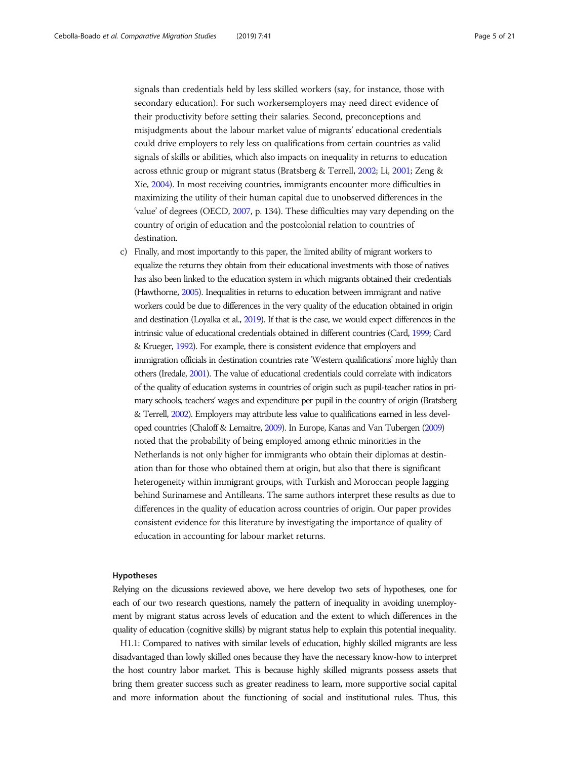signals than credentials held by less skilled workers (say, for instance, those with secondary education). For such workersemployers may need direct evidence of their productivity before setting their salaries. Second, preconceptions and misjudgments about the labour market value of migrants' educational credentials could drive employers to rely less on qualifications from certain countries as valid signals of skills or abilities, which also impacts on inequality in returns to education across ethnic group or migrant status (Bratsberg & Terrell, 2002; Li, 2001; Zeng & Xie, 2004). In most receiving countries, immigrants encounter more difficulties in maximizing the utility of their human capital due to unobserved differences in the 'value' of degrees (OECD, 2007, p. 134). These difficulties may vary depending on the country of origin of education and the postcolonial relation to countries of destination.

c) Finally, and most importantly to this paper, the limited ability of migrant workers to equalize the returns they obtain from their educational investments with those of natives has also been linked to the education system in which migrants obtained their credentials (Hawthorne, 2005). Inequalities in returns to education between immigrant and native workers could be due to differences in the very quality of the education obtained in origin and destination (Loyalka et al., 2019). If that is the case, we would expect differences in the intrinsic value of educational credentials obtained in different countries (Card, 1999; Card & Krueger, 1992). For example, there is consistent evidence that employers and immigration officials in destination countries rate 'Western qualifications' more highly than others (Iredale, 2001). The value of educational credentials could correlate with indicators of the quality of education systems in countries of origin such as pupil-teacher ratios in primary schools, teachers' wages and expenditure per pupil in the country of origin (Bratsberg & Terrell, 2002). Employers may attribute less value to qualifications earned in less developed countries (Chaloff & Lemaitre, 2009). In Europe, Kanas and Van Tubergen (2009) noted that the probability of being employed among ethnic minorities in the Netherlands is not only higher for immigrants who obtain their diplomas at destination than for those who obtained them at origin, but also that there is significant heterogeneity within immigrant groups, with Turkish and Moroccan people lagging behind Surinamese and Antilleans. The same authors interpret these results as due to differences in the quality of education across countries of origin. Our paper provides consistent evidence for this literature by investigating the importance of quality of education in accounting for labour market returns.

### Hypotheses

Relying on the dicussions reviewed above, we here develop two sets of hypotheses, one for each of our two research questions, namely the pattern of inequality in avoiding unemployment by migrant status across levels of education and the extent to which differences in the quality of education (cognitive skills) by migrant status help to explain this potential inequality.

H1.1: Compared to natives with similar levels of education, highly skilled migrants are less disadvantaged than lowly skilled ones because they have the necessary know-how to interpret the host country labor market. This is because highly skilled migrants possess assets that bring them greater success such as greater readiness to learn, more supportive social capital and more information about the functioning of social and institutional rules. Thus, this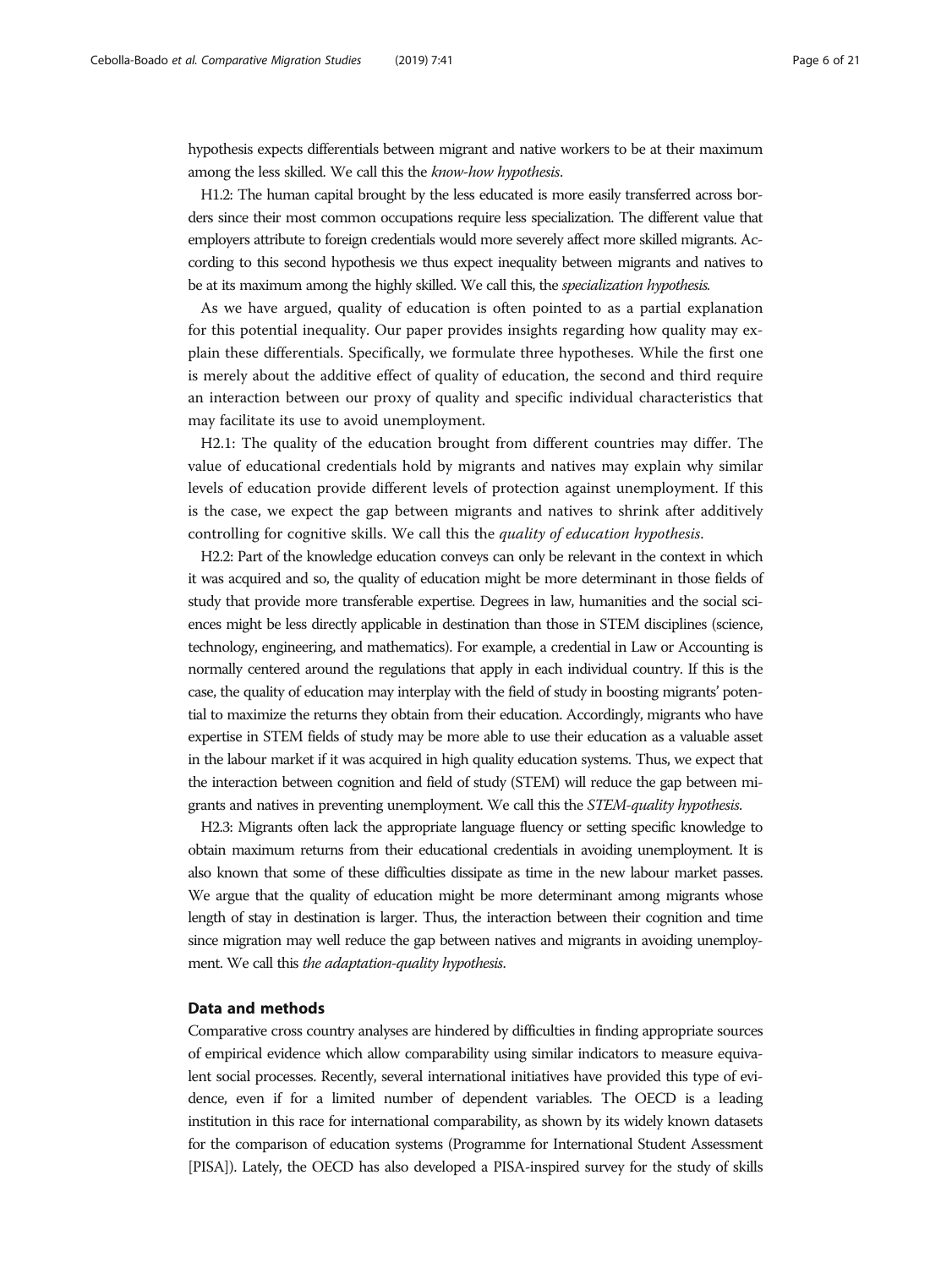hypothesis expects differentials between migrant and native workers to be at their maximum among the less skilled. We call this the *know-how hypothesis*.

H1.2: The human capital brought by the less educated is more easily transferred across borders since their most common occupations require less specialization. The different value that employers attribute to foreign credentials would more severely affect more skilled migrants. According to this second hypothesis we thus expect inequality between migrants and natives to be at its maximum among the highly skilled. We call this, the *specialization hypothesis.*

As we have argued, quality of education is often pointed to as a partial explanation for this potential inequality. Our paper provides insights regarding how quality may explain these differentials. Specifically, we formulate three hypotheses. While the first one is merely about the additive effect of quality of education, the second and third require an interaction between our proxy of quality and specific individual characteristics that may facilitate its use to avoid unemployment.

H2.1: The quality of the education brought from different countries may differ. The value of educational credentials hold by migrants and natives may explain why similar levels of education provide different levels of protection against unemployment. If this is the case, we expect the gap between migrants and natives to shrink after additively controlling for cognitive skills. We call this the *quality of education hypothesis*.

H2.2: Part of the knowledge education conveys can only be relevant in the context in which it was acquired and so, the quality of education might be more determinant in those fields of study that provide more transferable expertise. Degrees in law, humanities and the social sciences might be less directly applicable in destination than those in STEM disciplines (science, technology, engineering, and mathematics). For example, a credential in Law or Accounting is normally centered around the regulations that apply in each individual country. If this is the case, the quality of education may interplay with the field of study in boosting migrants' potential to maximize the returns they obtain from their education. Accordingly, migrants who have expertise in STEM fields of study may be more able to use their education as a valuable asset in the labour market if it was acquired in high quality education systems. Thus, we expect that the interaction between cognition and field of study (STEM) will reduce the gap between migrants and natives in preventing unemployment. We call this the *STEM-quality hypothesis.*

H2.3: Migrants often lack the appropriate language fluency or setting specific knowledge to obtain maximum returns from their educational credentials in avoiding unemployment. It is also known that some of these difficulties dissipate as time in the new labour market passes. We argue that the quality of education might be more determinant among migrants whose length of stay in destination is larger. Thus, the interaction between their cognition and time since migration may well reduce the gap between natives and migrants in avoiding unemployment. We call this *the adaptation-quality hypothesis*.

## Data and methods

Comparative cross country analyses are hindered by difficulties in finding appropriate sources of empirical evidence which allow comparability using similar indicators to measure equivalent social processes. Recently, several international initiatives have provided this type of evidence, even if for a limited number of dependent variables. The OECD is a leading institution in this race for international comparability, as shown by its widely known datasets for the comparison of education systems (Programme for International Student Assessment [PISA]). Lately, the OECD has also developed a PISA-inspired survey for the study of skills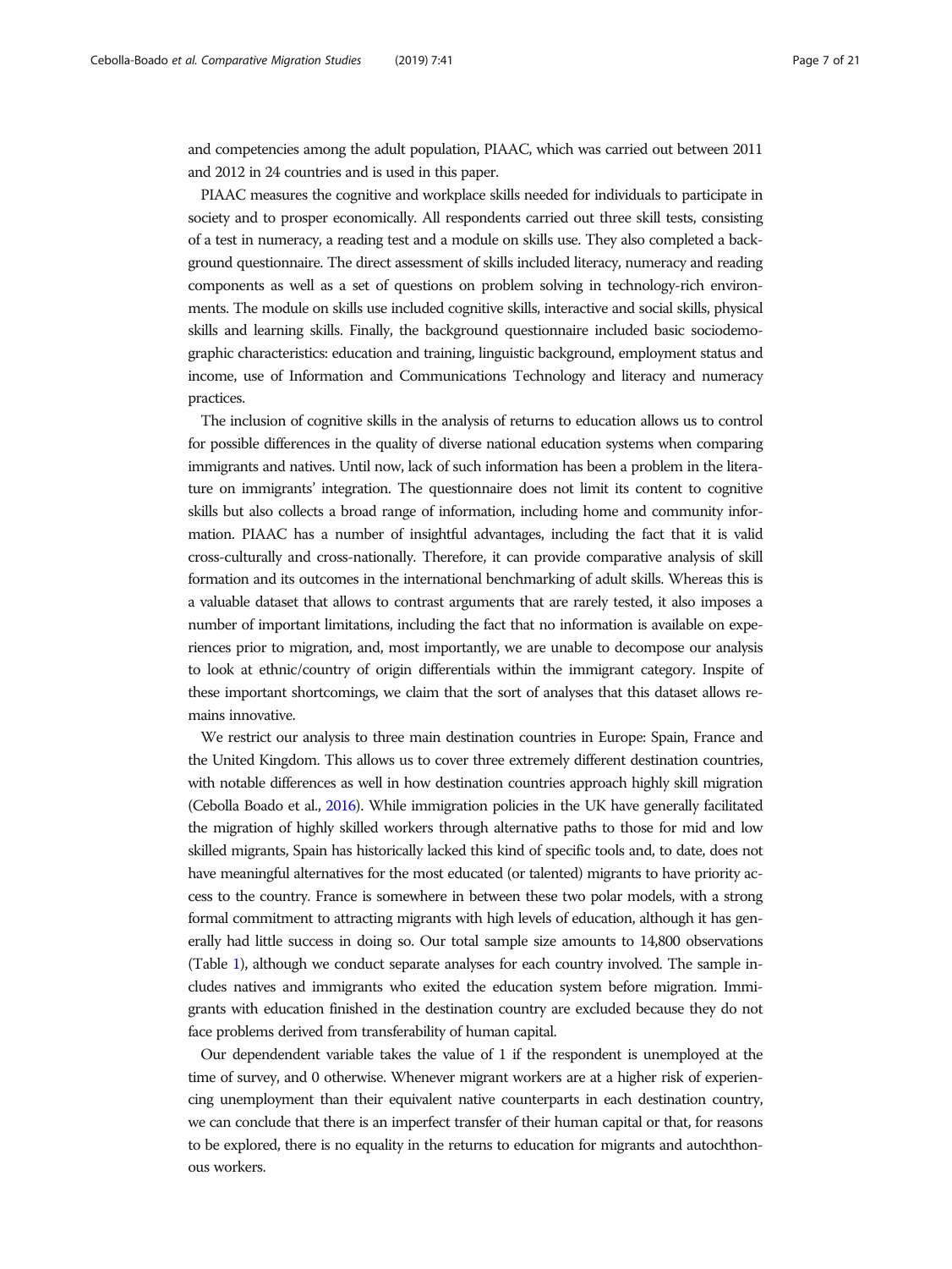and competencies among the adult population, PIAAC, which was carried out between 2011 and 2012 in 24 countries and is used in this paper.

PIAAC measures the cognitive and workplace skills needed for individuals to participate in society and to prosper economically. All respondents carried out three skill tests, consisting of a test in numeracy, a reading test and a module on skills use. They also completed a background questionnaire. The direct assessment of skills included literacy, numeracy and reading components as well as a set of questions on problem solving in technology-rich environments. The module on skills use included cognitive skills, interactive and social skills, physical skills and learning skills. Finally, the background questionnaire included basic sociodemographic characteristics: education and training, linguistic background, employment status and income, use of Information and Communications Technology and literacy and numeracy practices.

The inclusion of cognitive skills in the analysis of returns to education allows us to control for possible differences in the quality of diverse national education systems when comparing immigrants and natives. Until now, lack of such information has been a problem in the literature on immigrants' integration. The questionnaire does not limit its content to cognitive skills but also collects a broad range of information, including home and community information. PIAAC has a number of insightful advantages, including the fact that it is valid cross-culturally and cross-nationally. Therefore, it can provide comparative analysis of skill formation and its outcomes in the international benchmarking of adult skills. Whereas this is a valuable dataset that allows to contrast arguments that are rarely tested, it also imposes a number of important limitations, including the fact that no information is available on experiences prior to migration, and, most importantly, we are unable to decompose our analysis to look at ethnic/country of origin differentials within the immigrant category. Inspite of these important shortcomings, we claim that the sort of analyses that this dataset allows remains innovative.

We restrict our analysis to three main destination countries in Europe: Spain, France and the United Kingdom. This allows us to cover three extremely different destination countries, with notable differences as well in how destination countries approach highly skill migration (Cebolla Boado et al., 2016). While immigration policies in the UK have generally facilitated the migration of highly skilled workers through alternative paths to those for mid and low skilled migrants, Spain has historically lacked this kind of specific tools and, to date, does not have meaningful alternatives for the most educated (or talented) migrants to have priority access to the country. France is somewhere in between these two polar models, with a strong formal commitment to attracting migrants with high levels of education, although it has generally had little success in doing so. Our total sample size amounts to 14,800 observations (Table 1), although we conduct separate analyses for each country involved. The sample includes natives and immigrants who exited the education system before migration. Immigrants with education finished in the destination country are excluded because they do not face problems derived from transferability of human capital.

Our dependent variable takes the value of 1 if the respondent is unemployed at the time of survey, and 0 otherwise. Whenever migrant workers are at a higher risk of experiencing unemployment than their equivalent native counterparts in each destination country, we can conclude that there is an imperfect transfer of their human capital or that, for reasons to be explored, there is no equality in the returns to education for migrants and autochthonous workers.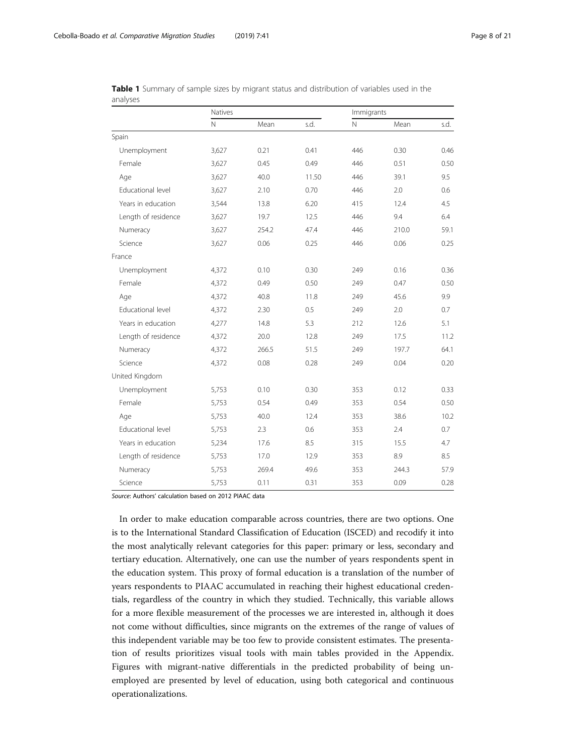**Table 1** Summary of sample sizes by migrant status and distribution of variables used in the analyses

| | Natives | | | Immigrants | | |
|---|---|---|---|---|---|---|
| | N | Mean | s.d. | N | Mean | s.d. |
| Spain | | | | | | |
| Unemployment | 3,627 | 0.21 | 0.41 | 446 | 0.30 | 0.46 |
| Female | 3,627 | 0.45 | 0.49 | 446 | 0.51 | 0.50 |
| Age | 3,627 | 40.0 | 11.50 | 446 | 39.1 | 9.5 |
| Educational level | 3,627 | 2.10 | 0.70 | 446 | 2.0 | 0.6 |
| Years in education | 3,544 | 13.8 | 6.20 | 415 | 12.4 | 4.5 |
| Length of residence | 3,627 | 19.7 | 12.5 | 446 | 9.4 | 6.4 |
| Numeracy | 3,627 | 254.2 | 47.4 | 446 | 210.0 | 59.1 |
| Science | 3,627 | 0.06 | 0.25 | 446 | 0.06 | 0.25 |
| France | | | | | | |
| Unemployment | 4,372 | 0.10 | 0.30 | 249 | 0.16 | 0.36 |
| Female | 4,372 | 0.49 | 0.50 | 249 | 0.47 | 0.50 |
| Age | 4,372 | 40.8 | 11.8 | 249 | 45.6 | 9.9 |
| Educational level | 4,372 | 2.30 | 0.5 | 249 | 2.0 | 0.7 |
| Years in education | 4,277 | 14.8 | 5.3 | 212 | 12.6 | 5.1 |
| Length of residence | 4,372 | 20.0 | 12.8 | 249 | 17.5 | 11.2 |
| Numeracy | 4,372 | 266.5 | 51.5 | 249 | 197.7 | 64.1 |
| Science | 4,372 | 0.08 | 0.28 | 249 | 0.04 | 0.20 |
| United Kingdom | | | | | | |
| Unemployment | 5,753 | 0.10 | 0.30 | 353 | 0.12 | 0.33 |
| Female | 5,753 | 0.54 | 0.49 | 353 | 0.54 | 0.50 |
| Age | 5,753 | 40.0 | 12.4 | 353 | 38.6 | 10.2 |
| Educational level | 5,753 | 2.3 | 0.6 | 353 | 2.4 | 0.7 |
| Years in education | 5,234 | 17.6 | 8.5 | 315 | 15.5 | 4.7 |
| Length of residence | 5,753 | 17.0 | 12.9 | 353 | 8.9 | 8.5 |
| Numeracy | 5,753 | 269.4 | 49.6 | 353 | 244.3 | 57.9 |
| Science | 5,753 | 0.11 | 0.31 | 353 | 0.09 | 0.28 |

*Source*: Authors' calculation based on 2012 PIAAC data

In order to make education comparable across countries, there are two options. One is to the International Standard Classification of Education (ISCED) and recodify it into the most analytically relevant categories for this paper: primary or less, secondary and tertiary education. Alternatively, one can use the number of years respondents spent in the education system. This proxy of formal education is a translation of the number of years respondents to PIAAC accumulated in reaching their highest educational credentials, regardless of the country in which they studied. Technically, this variable allows for a more flexible measurement of the processes we are interested in, although it does not come without difficulties, since migrants on the extremes of the range of values of this independent variable may be too few to provide consistent estimates. The presentation of results prioritizes visual tools with main tables provided in the Appendix. Figures with migrant-native differentials in the predicted probability of being unemployed are presented by level of education, using both categorical and continuous operationalizations.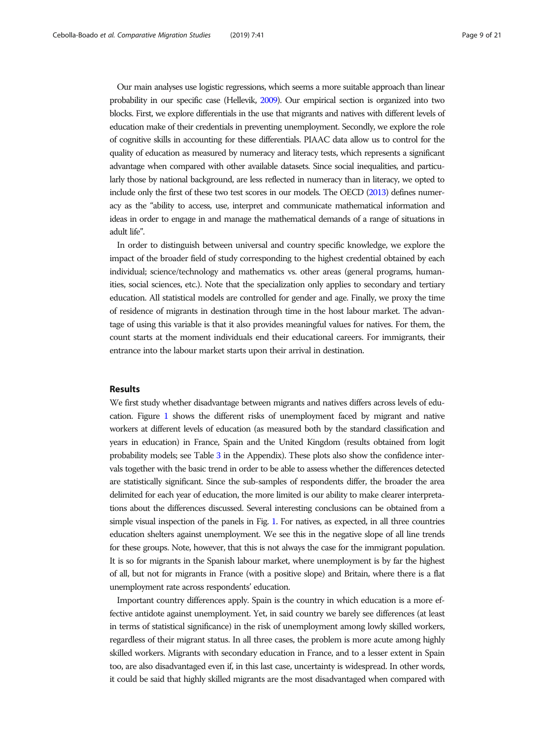Our main analyses use logistic regressions, which seems a more suitable approach than linear probability in our specific case (Hellevik, 2009). Our empirical section is organized into two blocks. First, we explore differentials in the use that migrants and natives with different levels of education make of their credentials in preventing unemployment. Secondly, we explore the role of cognitive skills in accounting for these differentials. PIAAC data allow us to control for the quality of education as measured by numeracy and literacy tests, which represents a significant advantage when compared with other available datasets. Since social inequalities, and particularly those by national background, are less reflected in numeracy than in literacy, we opted to include only the first of these two test scores in our models. The OECD (2013) defines numeracy as the "ability to access, use, interpret and communicate mathematical information and ideas in order to engage in and manage the mathematical demands of a range of situations in adult life".

In order to distinguish between universal and country specific knowledge, we explore the impact of the broader field of study corresponding to the highest credential obtained by each individual; science/technology and mathematics vs. other areas (general programs, humanities, social sciences, etc.). Note that the specialization only applies to secondary and tertiary education. All statistical models are controlled for gender and age. Finally, we proxy the time of residence of migrants in destination through time in the host labour market. The advantage of using this variable is that it also provides meaningful values for natives. For them, the count starts at the moment individuals end their educational careers. For immigrants, their entrance into the labour market starts upon their arrival in destination.

## Results

We first study whether disadvantage between migrants and natives differs across levels of education. Figure 1 shows the different risks of unemployment faced by migrant and native workers at different levels of education (as measured both by the standard classification and years in education) in France, Spain and the United Kingdom (results obtained from logit probability models; see Table 3 in the Appendix). These plots also show the confidence intervals together with the basic trend in order to be able to assess whether the differences detected are statistically significant. Since the sub-samples of respondents differ, the broader the area delimited for each year of education, the more limited is our ability to make clearer interpretations about the differences discussed. Several interesting conclusions can be obtained from a simple visual inspection of the panels in Fig. 1. For natives, as expected, in all three countries education shelters against unemployment. We see this in the negative slope of all line trends for these groups. Note, however, that this is not always the case for the immigrant population. It is so for migrants in the Spanish labour market, where unemployment is by far the highest of all, but not for migrants in France (with a positive slope) and Britain, where there is a flat unemployment rate across respondents' education.

Important country differences apply. Spain is the country in which education is a more effective antidote against unemployment. Yet, in said country we barely see differences (at least in terms of statistical significance) in the risk of unemployment among lowly skilled workers, regardless of their migrant status. In all three cases, the problem is more acute among highly skilled workers. Migrants with secondary education in France, and to a lesser extent in Spain too, are also disadvantaged even if, in this last case, uncertainty is widespread. In other words, it could be said that highly skilled migrants are the most disadvantaged when compared with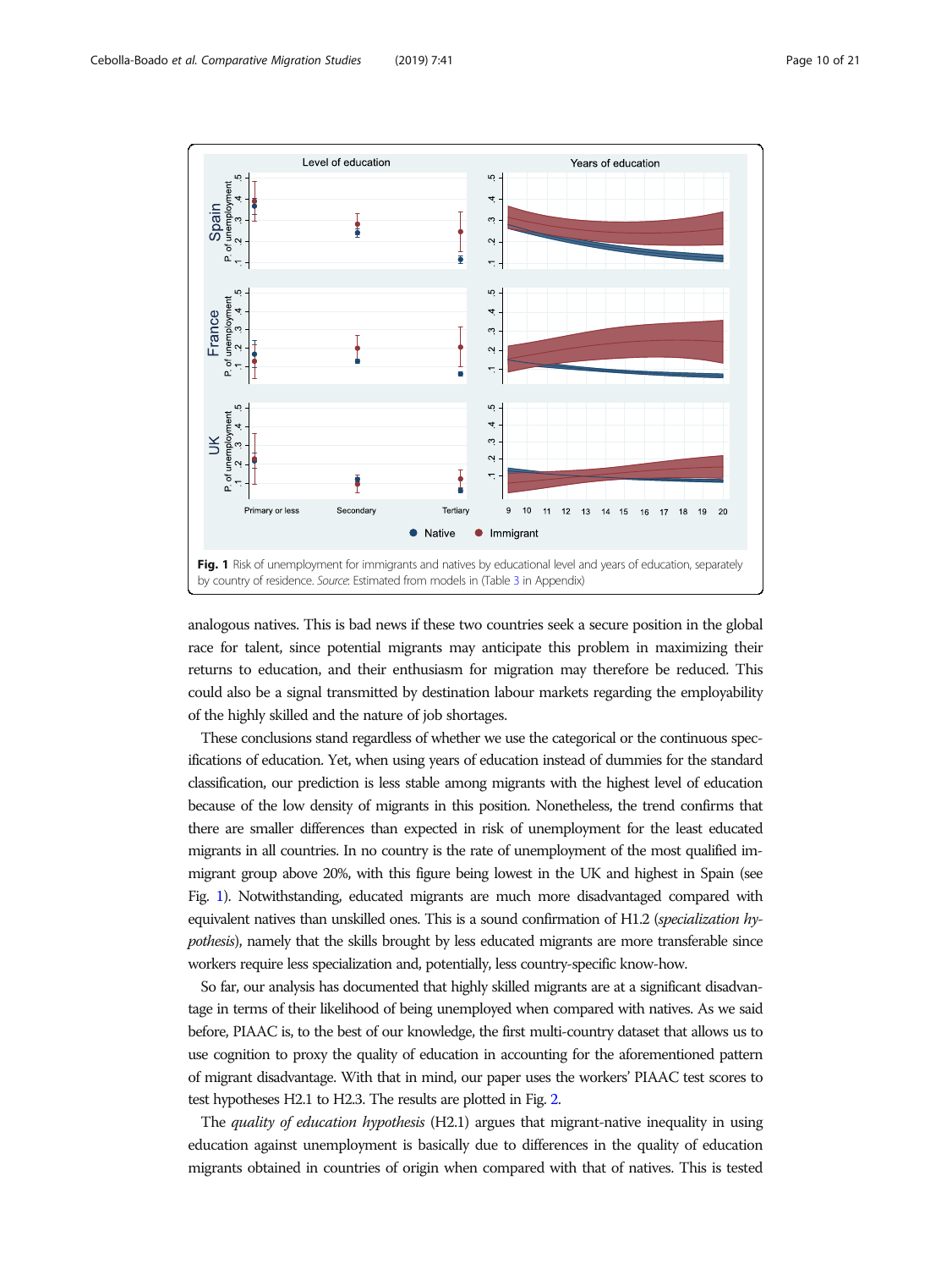**Fig. 1** Risk of unemployment for immigrants and natives by educational level and years of education, separately by country of residence. *Source*: Estimated from models in (Table 3 in Appendix)

analogous natives. This is bad news if these two countries seek a secure position in the global race for talent, since potential migrants may anticipate this problem in maximizing their returns to education, and their enthusiasm for migration may therefore be reduced. This could also be a signal transmitted by destination labour markets regarding the employability of the highly skilled and the nature of job shortages.

These conclusions stand regardless of whether we use the categorical or the continuous specifications of education. Yet, when using years of education instead of dummies for the standard classification, our prediction is less stable among migrants with the highest level of education because of the low density of migrants in this position. Nonetheless, the trend confirms that there are smaller differences than expected in risk of unemployment for the least educated migrants in all countries. In no country is the rate of unemployment of the most qualified immigrant group above 20%, with this figure being lowest in the UK and highest in Spain (see Fig. 1). Notwithstanding, educated migrants are much more disadvantaged compared with equivalent natives than unskilled ones. This is a sound confirmation of H1.2 (*specialization hypothesis*), namely that the skills brought by less educated migrants are more transferable since workers require less specialization and, potentially, less country-specific know-how.

So far, our analysis has documented that highly skilled migrants are at a significant disadvantage in terms of their likelihood of being unemployed when compared with natives. As we said before, PIAAC is, to the best of our knowledge, the first multi-country dataset that allows us to use cognition to proxy the quality of education in accounting for the aforementioned pattern of migrant disadvantage. With that in mind, our paper uses the workers' PIAAC test scores to test hypotheses H2.1 to H2.3. The results are plotted in Fig. 2.

The *quality of education hypothesis* (H2.1) argues that migrant-native inequality in using education against unemployment is basically due to differences in the quality of education migrants obtained in countries of origin when compared with that of natives. This is tested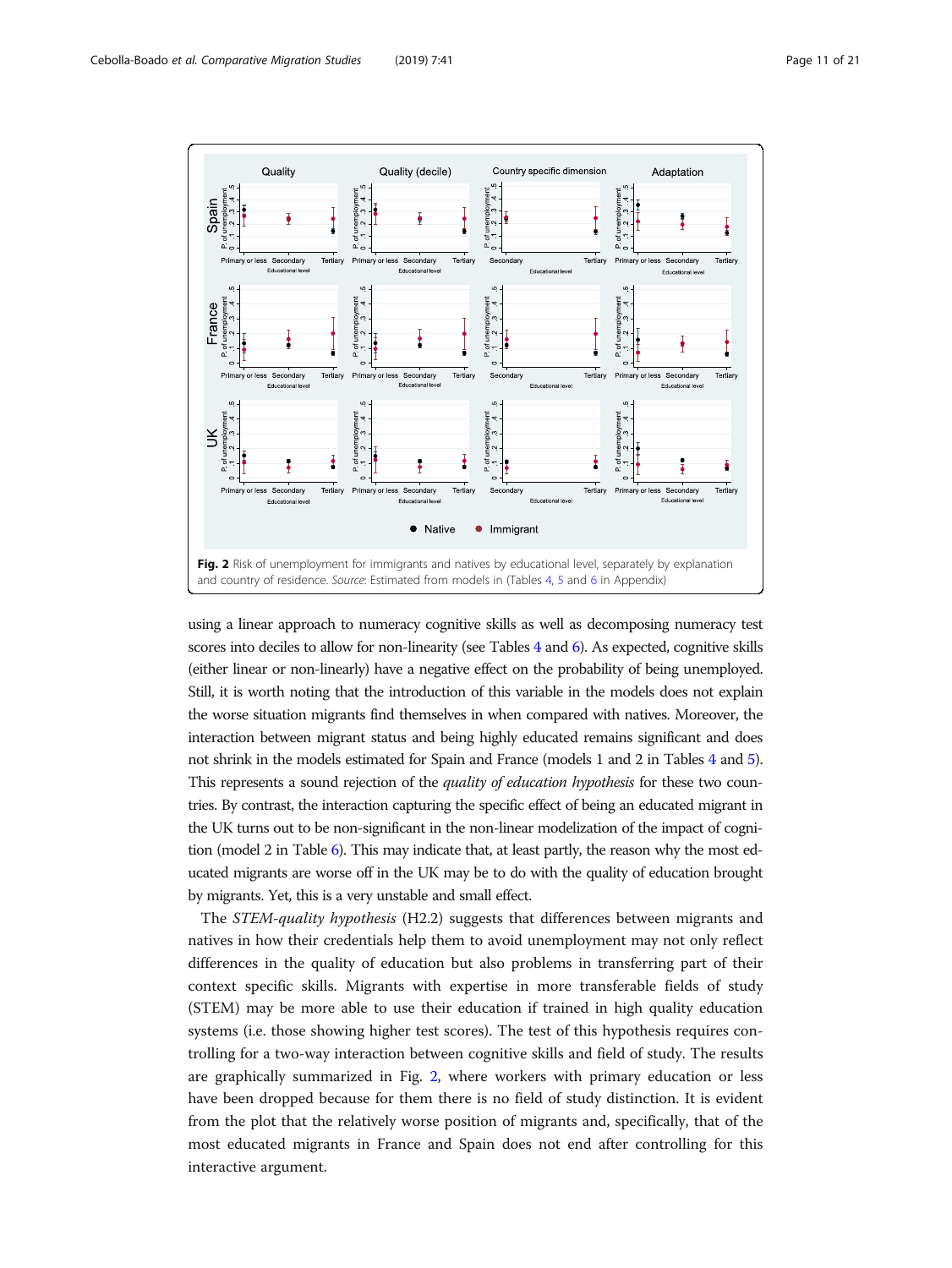Fig. 2 Risk of unemployment for immigrants and natives by educational level, separately by explanation and country of residence. *Source*: Estimated from models in (Tables 4, 5 and 6 in Appendix)

using a linear approach to numeracy cognitive skills as well as decomposing numeracy test scores into deciles to allow for non-linearity (see Tables 4 and 6). As expected, cognitive skills (either linear or non-linearly) have a negative effect on the probability of being unemployed. Still, it is worth noting that the introduction of this variable in the models does not explain the worse situation migrants find themselves in when compared with natives. Moreover, the interaction between migrant status and being highly educated remains significant and does not shrink in the models estimated for Spain and France (models 1 and 2 in Tables 4 and 5). This represents a sound rejection of the *quality of education hypothesis* for these two countries. By contrast, the interaction capturing the specific effect of being an educated migrant in the UK turns out to be non-significant in the non-linear modelization of the impact of cognition (model 2 in Table 6). This may indicate that, at least partly, the reason why the most educated migrants are worse off in the UK may be to do with the quality of education brought by migrants. Yet, this is a very unstable and small effect.

The *STEM-quality hypothesis* (H2.2) suggests that differences between migrants and natives in how their credentials help them to avoid unemployment may not only reflect differences in the quality of education but also problems in transferring part of their context specific skills. Migrants with expertise in more transferable fields of study (STEM) may be more able to use their education if trained in high quality education systems (i.e. those showing higher test scores). The test of this hypothesis requires controlling for a two-way interaction between cognitive skills and field of study. The results are graphically summarized in Fig. 2, where workers with primary education or less have been dropped because for them there is no field of study distinction. It is evident from the plot that the relatively worse position of migrants and, specifically, that of the most educated migrants in France and Spain does not end after controlling for this interactive argument.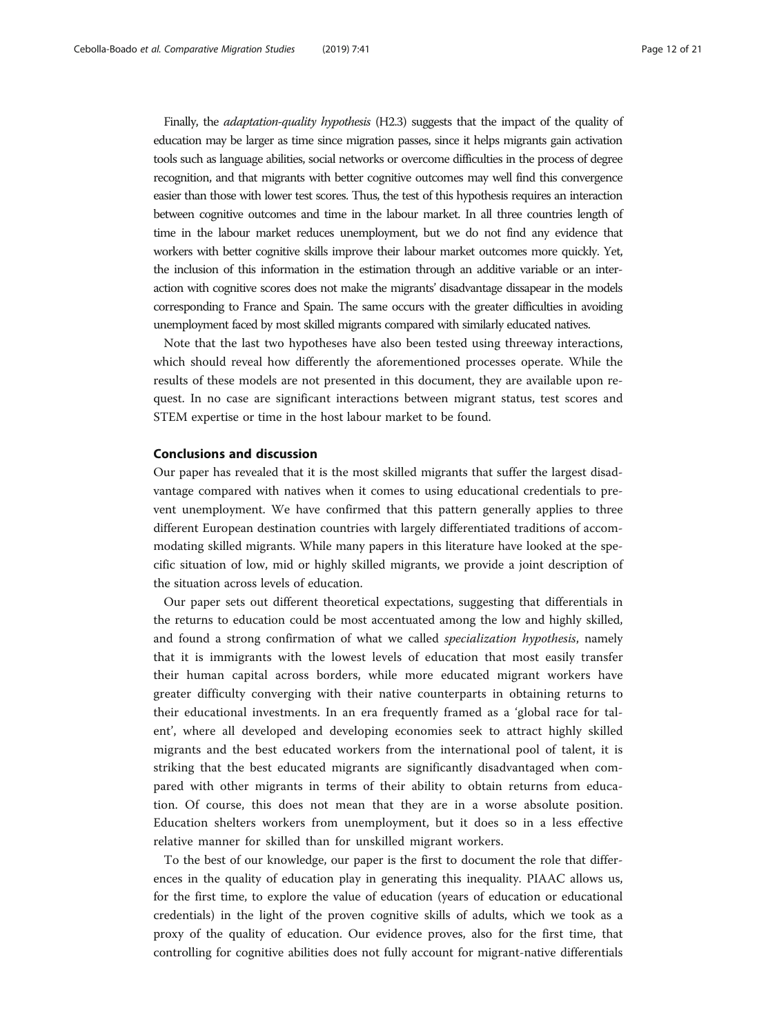Finally, the *adaptation-quality hypothesis* (H2.3) suggests that the impact of the quality of education may be larger as time since migration passes, since it helps migrants gain activation tools such as language abilities, social networks or overcome difficulties in the process of degree recognition, and that migrants with better cognitive outcomes may well find this convergence easier than those with lower test scores. Thus, the test of this hypothesis requires an interaction between cognitive outcomes and time in the labour market. In all three countries length of time in the labour market reduces unemployment, but we do not find any evidence that workers with better cognitive skills improve their labour market outcomes more quickly. Yet, the inclusion of this information in the estimation through an additive variable or an interaction with cognitive scores does not make the migrants' disadvantage dissapear in the models corresponding to France and Spain. The same occurs with the greater difficulties in avoiding unemployment faced by most skilled migrants compared with similarly educated natives.

Note that the last two hypotheses have also been tested using threeway interactions, which should reveal how differently the aforementioned processes operate. While the results of these models are not presented in this document, they are available upon request. In no case are significant interactions between migrant status, test scores and STEM expertise or time in the host labour market to be found.

## Conclusions and discussion

Our paper has revealed that it is the most skilled migrants that suffer the largest disadvantage compared with natives when it comes to using educational credentials to prevent unemployment. We have confirmed that this pattern generally applies to three different European destination countries with largely differentiated traditions of accommodating skilled migrants. While many papers in this literature have looked at the specific situation of low, mid or highly skilled migrants, we provide a joint description of the situation across levels of education.

Our paper sets out different theoretical expectations, suggesting that differentials in the returns to education could be most accentuated among the low and highly skilled, and found a strong confirmation of what we called *specialization hypothesis*, namely that it is immigrants with the lowest levels of education that most easily transfer their human capital across borders, while more educated migrant workers have greater difficulty converging with their native counterparts in obtaining returns to their educational investments. In an era frequently framed as a 'global race for talent', where all developed and developing economies seek to attract highly skilled migrants and the best educated workers from the international pool of talent, it is striking that the best educated migrants are significantly disadvantaged when compared with other migrants in terms of their ability to obtain returns from education. Of course, this does not mean that they are in a worse absolute position. Education shelters workers from unemployment, but it does so in a less effective relative manner for skilled than for unskilled migrant workers.

To the best of our knowledge, our paper is the first to document the role that differences in the quality of education play in generating this inequality. PIAAC allows us, for the first time, to explore the value of education (years of education or educational credentials) in the light of the proven cognitive skills of adults, which we took as a proxy of the quality of education. Our evidence proves, also for the first time, that controlling for cognitive abilities does not fully account for migrant-native differentials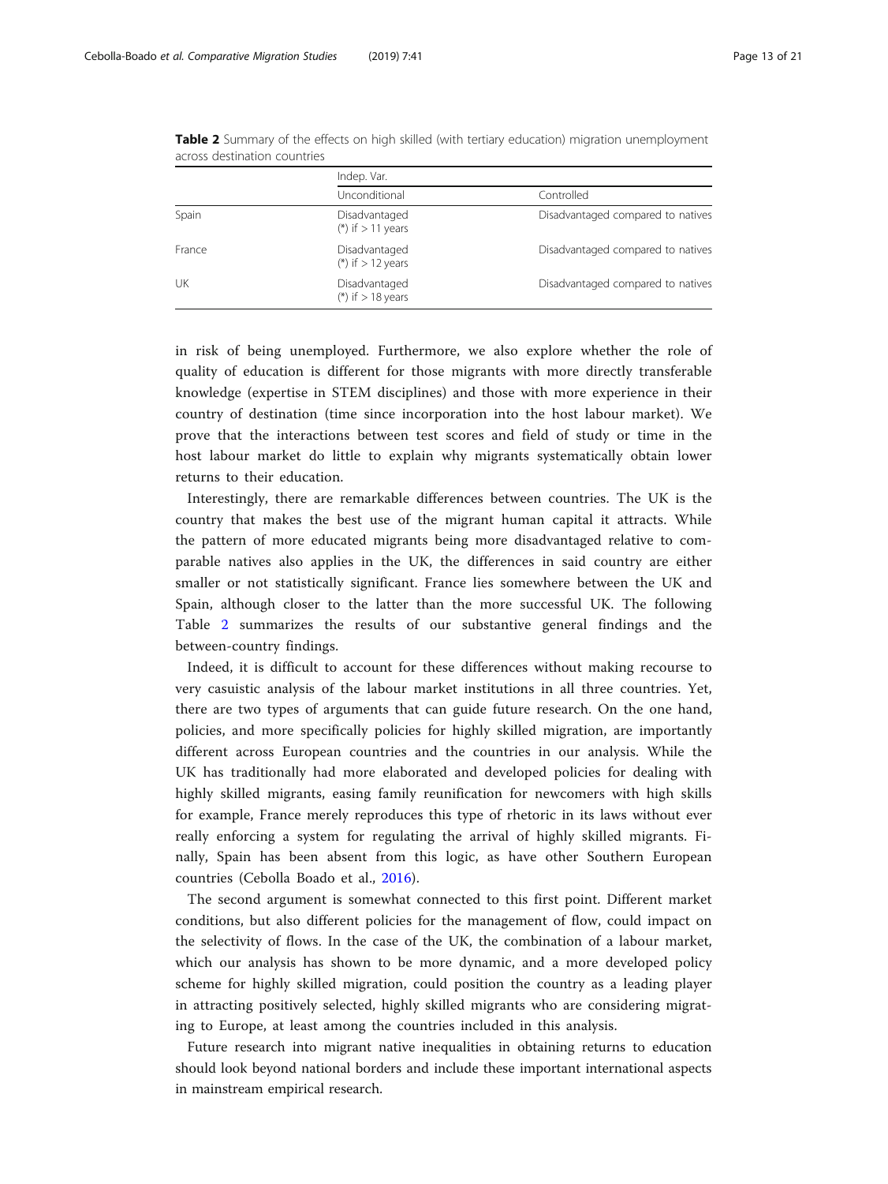**Table 2** Summary of the effects on high skilled (with tertiary education) migration unemployment across destination countries

| | Indep. Var. | |
|---|---|---|
| | Unconditional | Controlled |
| Spain | Disadvantaged (*) if > 11 years | Disadvantaged compared to natives |
| France | Disadvantaged (*) if > 12 years | Disadvantaged compared to natives |
| UK | Disadvantaged (*) if > 18 years | Disadvantaged compared to natives |

in risk of being unemployed. Furthermore, we also explore whether the role of quality of education is different for those migrants with more directly transferable knowledge (expertise in STEM disciplines) and those with more experience in their country of destination (time since incorporation into the host labour market). We prove that the interactions between test scores and field of study or time in the host labour market do little to explain why migrants systematically obtain lower returns to their education.

Interestingly, there are remarkable differences between countries. The UK is the country that makes the best use of the migrant human capital it attracts. While the pattern of more educated migrants being more disadvantaged relative to comparable natives also applies in the UK, the differences in said country are either smaller or not statistically significant. France lies somewhere between the UK and Spain, although closer to the latter than the more successful UK. The following Table 2 summarizes the results of our substantive general findings and the between-country findings.

Indeed, it is difficult to account for these differences without making recourse to very casuistic analysis of the labour market institutions in all three countries. Yet, there are two types of arguments that can guide future research. On the one hand, policies, and more specifically policies for highly skilled migration, are importantly different across European countries and the countries in our analysis. While the UK has traditionally had more elaborated and developed policies for dealing with highly skilled migrants, easing family reunification for newcomers with high skills for example, France merely reproduces this type of rhetoric in its laws without ever really enforcing a system for regulating the arrival of highly skilled migrants. Finally, Spain has been absent from this logic, as have other Southern European countries (Cebolla Boado et al., 2016).

The second argument is somewhat connected to this first point. Different market conditions, but also different policies for the management of flow, could impact on the selectivity of flows. In the case of the UK, the combination of a labour market, which our analysis has shown to be more dynamic, and a more developed policy scheme for highly skilled migration, could position the country as a leading player in attracting positively selected, highly skilled migrants who are considering migrating to Europe, at least among the countries included in this analysis.

Future research into migrant native inequalities in obtaining returns to education should look beyond national borders and include these important international aspects in mainstream empirical research.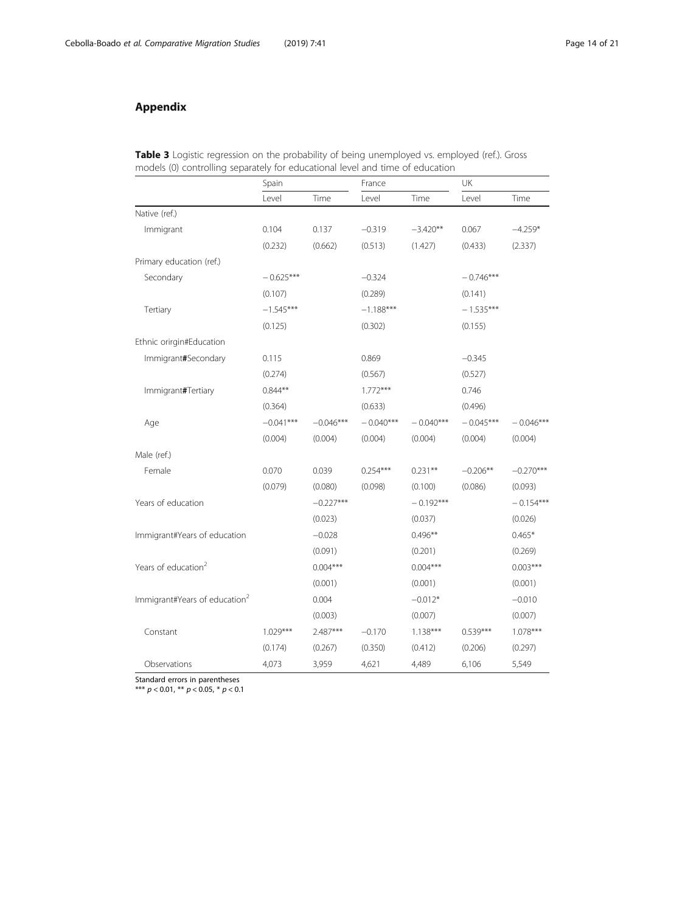## Appendix

**Table 3** Logistic regression on the probability of being unemployed vs. employed (ref.). Gross models (0) controlling separately for educational level and time of education

| | Spain | | France | | UK | |
|---|---|---|---|---|---|---|
| | Level | Time | Level | Time | Level | Time |
| Native (ref.) | | | | | | |
| Immigrant | 0.104 | 0.137 | −0.319 | −3.420** | 0.067 | −4.259* |
| | (0.232) | (0.662) | (0.513) | (1.427) | (0.433) | (2.337) |
| Primary education (ref.) | | | | | | |
| Secondary | −0.625*** | | −0.324 | | −0.746*** | |
| | (0.107) | | (0.289) | | (0.141) | |
| Tertiary | −1.545*** | | −1.188*** | | −1.535*** | |
| | (0.125) | | (0.302) | | (0.155) | |
| Ethnic orirgin#Education | | | | | | |
| Immigrant**#**Secondary | 0.115 | | 0.869 | | −0.345 | |
| | (0.274) | | (0.567) | | (0.527) | |
| Immigrant**#**Tertiary | 0.844** | | 1.772*** | | 0.746 | |
| | (0.364) | | (0.633) | | (0.496) | |
| Age | −0.041*** | −0.046*** | −0.040*** | −0.040*** | −0.045*** | −0.046*** |
| | (0.004) | (0.004) | (0.004) | (0.004) | (0.004) | (0.004) |
| Male (ref.) | | | | | | |
| Female | 0.070 | 0.039 | 0.254*** | 0.231** | −0.206** | −0.270*** |
| | (0.079) | (0.080) | (0.098) | (0.100) | (0.086) | (0.093) |
| Years of education | | −0.227*** | | −0.192*** | | −0.154*** |
| | | (0.023) | | (0.037) | | (0.026) |
| Immigrant#Years of education | | −0.028 | | 0.496** | | 0.465* |
| | | (0.091) | | (0.201) | | (0.269) |
| Years of education$^2$ | | 0.004*** | | 0.004*** | | 0.003*** |
| | | (0.001) | | (0.001) | | (0.001) |
| Immigrant#Years of education$^2$ | | 0.004 | | −0.012* | | −0.010 |
| | | (0.003) | | (0.007) | | (0.007) |
| Constant | 1.029*** | 2.487*** | −0.170 | 1.138*** | 0.539*** | 1.078*** |
| | (0.174) | (0.267) | (0.350) | (0.412) | (0.206) | (0.297) |
| Observations | 4,073 | 3,959 | 4,621 | 4,489 | 6,106 | 5,549 |

Standard errors in parentheses
*** $p < 0.01$, ** $p < 0.05$, * $p < 0.1$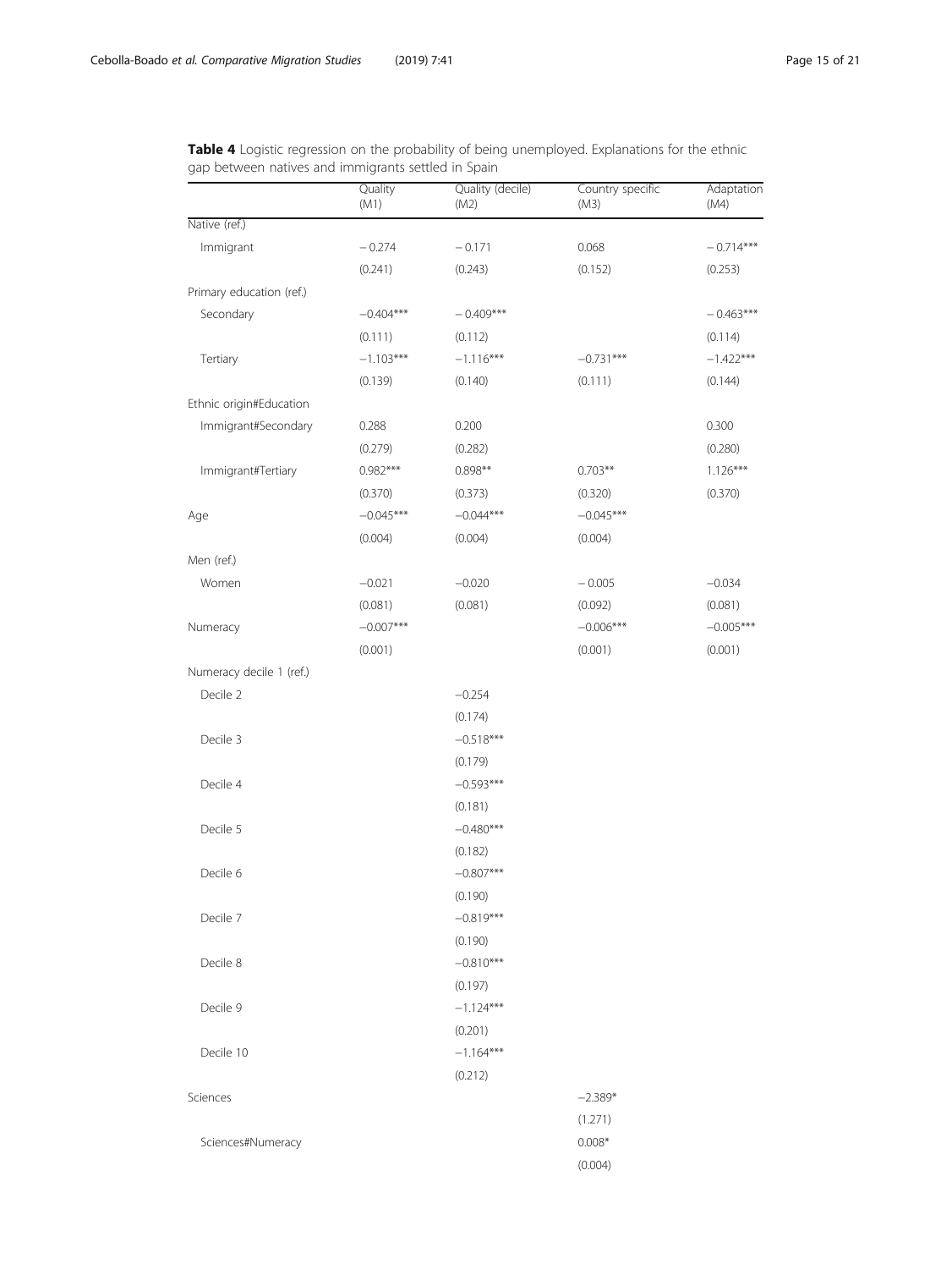**Table 4** Logistic regression on the probability of being unemployed. Explanations for the ethnic gap between natives and immigrants settled in Spain

| | Quality (M1) | Quality (decile) (M2) | Country specific (M3) | Adaptation (M4) |
|---|---|---|---|---|
| Native (ref.) | | | | |
| Immigrant | −0.274 | −0.171 | 0.068 | −0.714*** |
| | (0.241) | (0.243) | (0.152) | (0.253) |
| Primary education (ref.) | | | | |
| Secondary | −0.404*** | −0.409*** | | −0.463*** |
| | (0.111) | (0.112) | | (0.114) |
| Tertiary | −1.103*** | −1.116*** | −0.731*** | −1.422*** |
| | (0.139) | (0.140) | (0.111) | (0.144) |
| Ethnic origin#Education | | | | |
| Immigrant#Secondary | 0.288 | 0.200 | | 0.300 |
| | (0.279) | (0.282) | | (0.280) |
| Immigrant#Tertiary | 0.982*** | 0.898** | 0.703** | 1.126*** |
| | (0.370) | (0.373) | (0.320) | (0.370) |
| Age | −0.045*** | −0.044*** | −0.045*** | |
| | (0.004) | (0.004) | (0.004) | |
| Men (ref.) | | | | |
| Women | −0.021 | −0.020 | −0.005 | −0.034 |
| | (0.081) | (0.081) | (0.092) | (0.081) |
| Numeracy | −0.007*** | | −0.006*** | −0.005*** |
| | (0.001) | | (0.001) | (0.001) |
| Numeracy decile 1 (ref.) | | | | |
| Decile 2 | | −0.254 | | |
| | | (0.174) | | |
| Decile 3 | | −0.518*** | | |
| | | (0.179) | | |
| Decile 4 | | −0.593*** | | |
| | | (0.181) | | |
| Decile 5 | | −0.480*** | | |
| | | (0.182) | | |
| Decile 6 | | −0.807*** | | |
| | | (0.190) | | |
| Decile 7 | | −0.819*** | | |
| | | (0.190) | | |
| Decile 8 | | −0.810*** | | |
| | | (0.197) | | |
| Decile 9 | | −1.124*** | | |
| | | (0.201) | | |
| Decile 10 | | −1.164*** | | |
| | | (0.212) | | |
| Sciences | | | −2.389* | |
| | | | (1.271) | |
| Sciences#Numeracy | | | 0.008* | |
| | | | (0.004) | |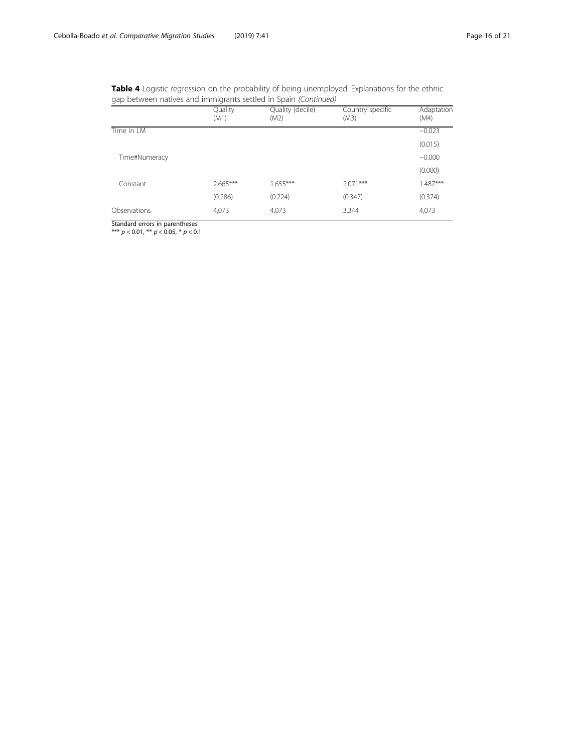**Table 4** Logistic regression on the probability of being unemployed. Explanations for the ethnic gap between natives and immigrants settled in Spain *(Continued)*

| | Quality (M1) | Quality (decile) (M2) | Country specific (M3) | Adaptation (M4) |
|---|---|---|---|---|
| Time in LM | | | | −0.023 |
| | | | | (0.015) |
| Time#Numeracy | | | | −0.000 |
| | | | | (0.000) |
| Constant | 2.665*** | 1.655*** | 2.071*** | 1.487*** |
| | (0.286) | (0.224) | (0.347) | (0.374) |
| Observations | 4,073 | 4,073 | 3,344 | 4,073 |

Standard errors in parentheses
*** $p < 0.01$, ** $p < 0.05$, * $p < 0.1$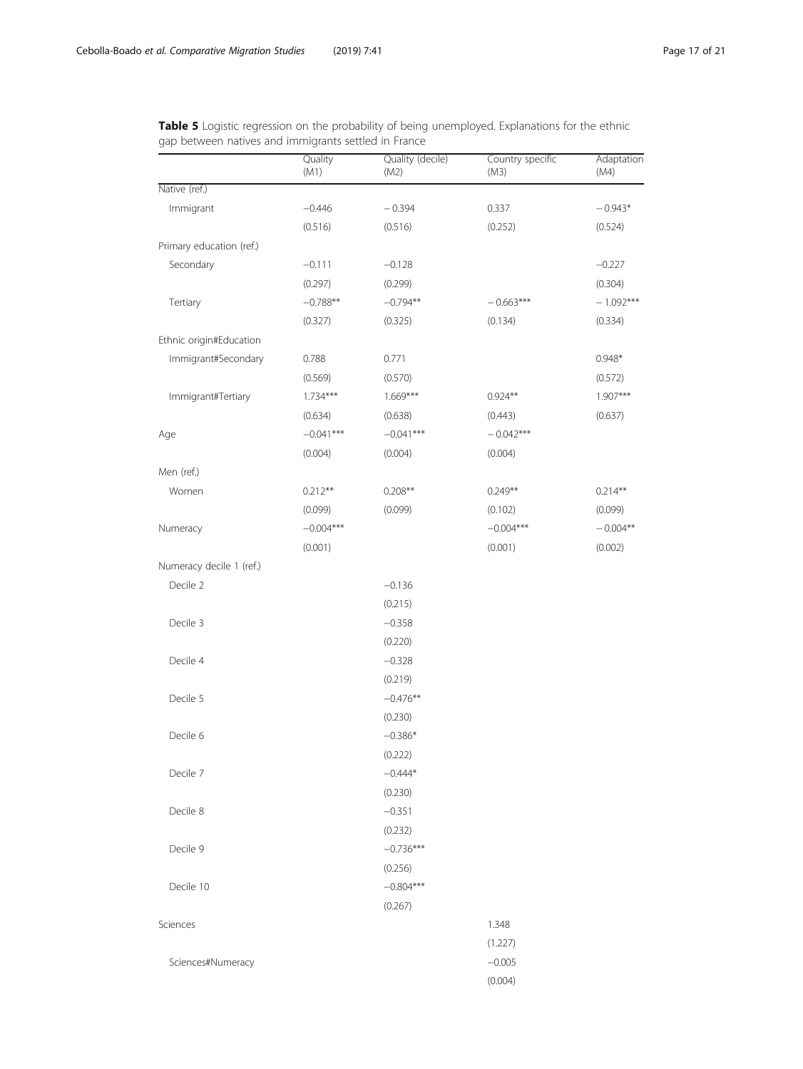**Table 5** Logistic regression on the probability of being unemployed. Explanations for the ethnic gap between natives and immigrants settled in France

| | Quality (M1) | Quality (decile) (M2) | Country specific (M3) | Adaptation (M4) |
|---|---|---|---|---|
| Native (ref.) | | | | |
| Immigrant | −0.446 | − 0.394 | 0.337 | − 0.943* |
| | (0.516) | (0.516) | (0.252) | (0.524) |
| Primary education (ref.) | | | | |
| Secondary | −0.111 | −0.128 | | −0.227 |
| | (0.297) | (0.299) | | (0.304) |
| Tertiary | −0.788** | −0.794** | − 0.663*** | − 1.092*** |
| | (0.327) | (0.325) | (0.134) | (0.334) |
| Ethnic origin#Education | | | | |
| Immigrant#Secondary | 0.788 | 0.771 | | 0.948* |
| | (0.569) | (0.570) | | (0.572) |
| Immigrant#Tertiary | 1.734*** | 1.669*** | 0.924** | 1.907*** |
| | (0.634) | (0.638) | (0.443) | (0.637) |
| Age | −0.041*** | −0.041*** | − 0.042*** | |
| | (0.004) | (0.004) | (0.004) | |
| Men (ref.) | | | | |
| Women | 0.212** | 0.208** | 0.249** | 0.214** |
| | (0.099) | (0.099) | (0.102) | (0.099) |
| Numeracy | −0.004*** | | −0.004*** | − 0.004** |
| | (0.001) | | (0.001) | (0.002) |
| Numeracy decile 1 (ref.) | | | | |
| Decile 2 | | −0.136 | | |
| | | (0.215) | | |
| Decile 3 | | −0.358 | | |
| | | (0.220) | | |
| Decile 4 | | −0.328 | | |
| | | (0.219) | | |
| Decile 5 | | −0.476** | | |
| | | (0.230) | | |
| Decile 6 | | −0.386* | | |
| | | (0.222) | | |
| Decile 7 | | −0.444* | | |
| | | (0.230) | | |
| Decile 8 | | −0.351 | | |
| | | (0.232) | | |
| Decile 9 | | −0.736*** | | |
| | | (0.256) | | |
| Decile 10 | | −0.804*** | | |
| | | (0.267) | | |
| Sciences | | | 1.348 | |
| | | | (1.227) | |
| Sciences#Numeracy | | | −0.005 | |
| | | | (0.004) | |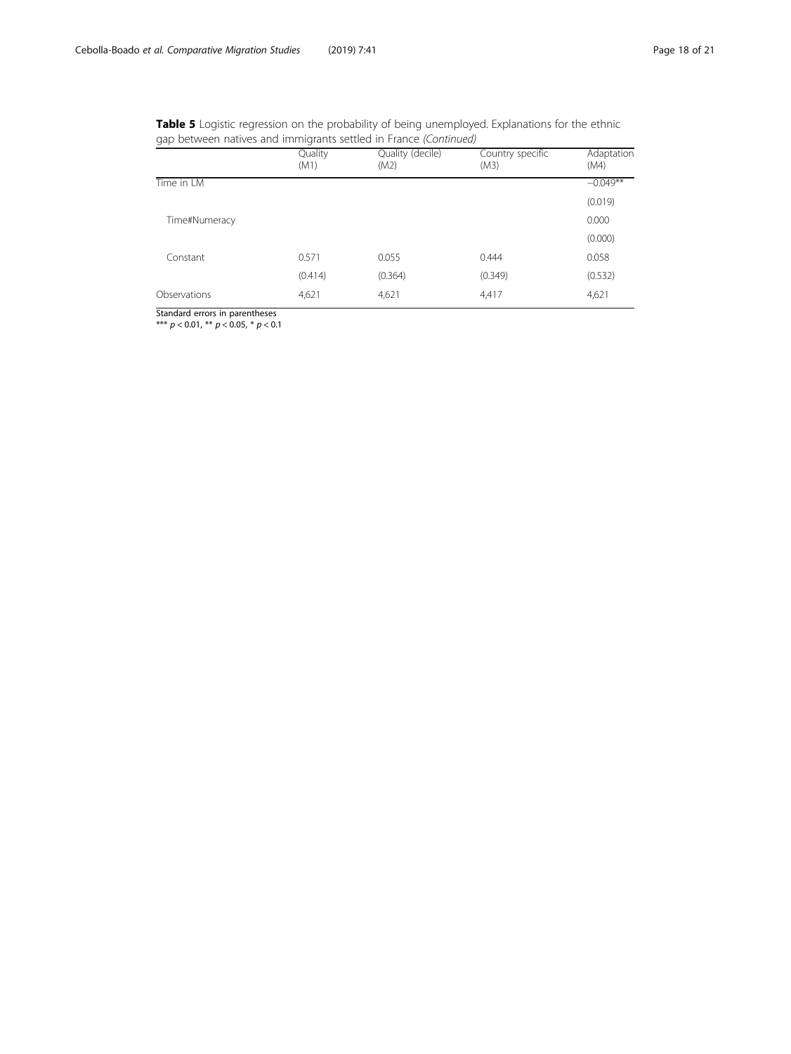**Table 5** Logistic regression on the probability of being unemployed. Explanations for the ethnic gap between natives and immigrants settled in France *(Continued)*

| | Quality (M1) | Quality (decile) (M2) | Country specific (M3) | Adaptation (M4) |
|---|---|---|---|---|
| Time in LM | | | | −0.049** |
| | | | | (0.019) |
| Time#Numeracy | | | | 0.000 |
| | | | | (0.000) |
| Constant | 0.571 | 0.055 | 0.444 | 0.058 |
| | (0.414) | (0.364) | (0.349) | (0.532) |
| Observations | 4,621 | 4,621 | 4,417 | 4,621 |

Standard errors in parentheses
*** $p < 0.01$, ** $p < 0.05$, * $p < 0.1$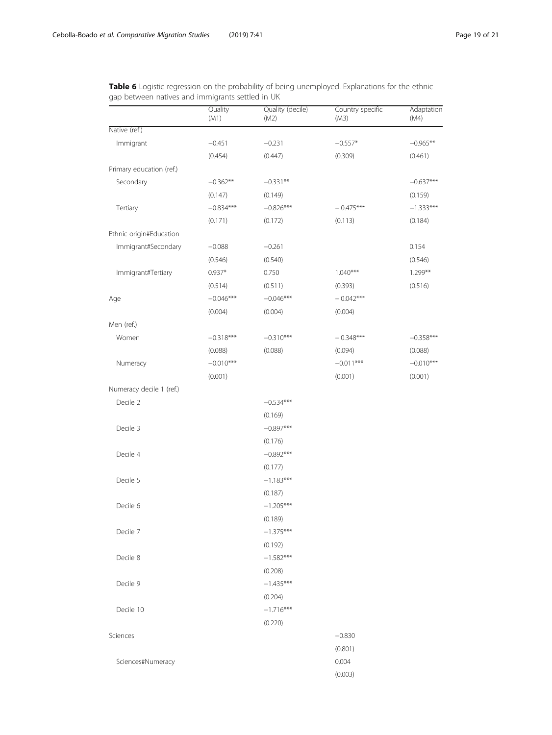**Table 6** Logistic regression on the probability of being unemployed. Explanations for the ethnic gap between natives and immigrants settled in UK

| | Quality (M1) | Quality (decile) (M2) | Country specific (M3) | Adaptation (M4) |
|---|---|---|---|---|
| Native (ref.) | | | | |
| Immigrant | −0.451 | −0.231 | −0.557* | −0.965** |
| | (0.454) | (0.447) | (0.309) | (0.461) |
| Primary education (ref.) | | | | |
| Secondary | −0.362** | −0.331** | | −0.637*** |
| | (0.147) | (0.149) | | (0.159) |
| Tertiary | −0.834*** | −0.826*** | − 0.475*** | −1.333*** |
| | (0.171) | (0.172) | (0.113) | (0.184) |
| Ethnic origin#Education | | | | |
| Immigrant#Secondary | −0.088 | −0.261 | | 0.154 |
| | (0.546) | (0.540) | | (0.546) |
| Immigrant#Tertiary | 0.937* | 0.750 | 1.040*** | 1.299** |
| | (0.514) | (0.511) | (0.393) | (0.516) |
| Age | −0.046*** | −0.046*** | − 0.042*** | |
| | (0.004) | (0.004) | (0.004) | |
| Men (ref.) | | | | |
| Women | −0.318*** | −0.310*** | − 0.348*** | −0.358*** |
| | (0.088) | (0.088) | (0.094) | (0.088) |
| Numeracy | −0.010*** | | −0.011*** | −0.010*** |
| | (0.001) | | (0.001) | (0.001) |
| Numeracy decile 1 (ref.) | | | | |
| Decile 2 | | −0.534*** | | |
| | | (0.169) | | |
| Decile 3 | | −0.897*** | | |
| | | (0.176) | | |
| Decile 4 | | −0.892*** | | |
| | | (0.177) | | |
| Decile 5 | | −1.183*** | | |
| | | (0.187) | | |
| Decile 6 | | −1.205*** | | |
| | | (0.189) | | |
| Decile 7 | | −1.375*** | | |
| | | (0.192) | | |
| Decile 8 | | −1.582*** | | |
| | | (0.208) | | |
| Decile 9 | | −1.435*** | | |
| | | (0.204) | | |
| Decile 10 | | −1.716*** | | |
| | | (0.220) | | |
| Sciences | | | −0.830 | |
| | | | (0.801) | |
| Sciences#Numeracy | | | 0.004 | |
| | | | (0.003) | |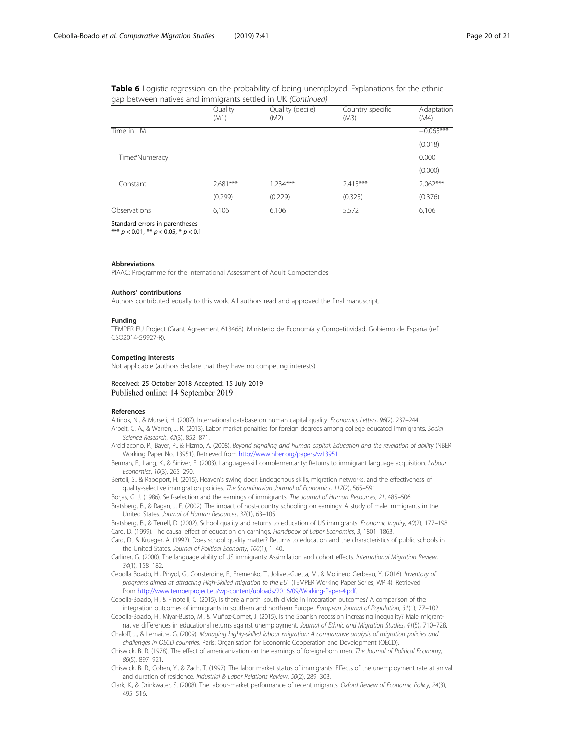**Table 6** Logistic regression on the probability of being unemployed. Explanations for the ethnic gap between natives and immigrants settled in UK *(Continued)*

| | Quality (M1) | Quality (decile) (M2) | Country specific (M3) | Adaptation (M4) |
|---|---|---|---|---|
| Time in LM | | | | −0.065*** |
| | | | | (0.018) |
| Time#Numeracy | | | | 0.000 |
| | | | | (0.000) |
| Constant | 2.681*** | 1.234*** | 2.415*** | 2.062*** |
| | (0.299) | (0.229) | (0.325) | (0.376) |
| Observations | 6,106 | 6,106 | 5,572 | 6,106 |

Standard errors in parentheses
*** $p < 0.01$, ** $p < 0.05$, * $p < 0.1$

#### Abbreviations

PIAAC: Programme for the International Assessment of Adult Competencies

#### Authors' contributions

Authors contributed equally to this work. All authors read and approved the final manuscript.

#### Funding

TEMPER EU Project (Grant Agreement 613468). Ministerio de Economía y Competitividad, Gobierno de España (ref. CSO2014-59927-R).

#### Competing interests

Not applicable (authors declare that they have no competing interests).

Received: 25 October 2018 Accepted: 15 July 2019
Published online: 14 September 2019

#### References

Altinok, N., & Murseli, H. (2007). International database on human capital quality. *Economics Letters*, *96*(2), 237–244.

Arbeit, C. A., & Warren, J. R. (2013). Labor market penalties for foreign degrees among college educated immigrants. *Social Science Research*, *42*(3), 852–871.

Arcidiacono, P., Bayer, P., & Hizmo, A. (2008). *Beyond signaling and human capital: Education and the revelation of ability* (NBER Working Paper No. 13951). Retrieved from http://www.nber.org/papers/w13951.

Berman, E., Lang, K., & Siniver, E. (2003). Language-skill complementarity: Returns to immigrant language acquisition. *Labour Economics*, *10*(3), 265–290.

Bertoli, S., & Rapoport, H. (2015). Heaven's swing door: Endogenous skills, migration networks, and the effectiveness of quality-selective immigration policies. *The Scandinavian Journal of Economics*, *117*(2), 565–591.

Borjas, G. J. (1986). Self-selection and the earnings of immigrants. *The Journal of Human Resources*, *21*, 485–506.

Bratsberg, B., & Ragan, J. F. (2002). The impact of host-country schooling on earnings: A study of male immigrants in the United States. *Journal of Human Resources*, *37*(1), 63–105.

Bratsberg, B., & Terrell, D. (2002). School quality and returns to education of US immigrants. *Economic Inquiry*, *40*(2), 177–198.

Card, D. (1999). The causal effect of education on earnings. *Handbook of Labor Economics*, *3*, 1801–1863.

Card, D., & Krueger, A. (1992). Does school quality matter? Returns to education and the characteristics of public schools in the United States. *Journal of Political Economy*, *100*(1), 1–40.

Carliner, G. (2000). The language ability of US immigrants: Assimilation and cohort effects. *International Migration Review*, *34*(1), 158–182.

Cebolla Boado, H., Pinyol, G., Consterdine, E., Eremenko, T., Jolivet-Guetta, M., & Molinero Gerbeau, Y. (2016). *Inventory of programs aimed at attracting High-Skilled migration to the EU* (TEMPER Working Paper Series, WP 4). Retrieved from http://www.temperproject.eu/wp-content/uploads/2016/09/Working-Paper-4.pdf.

Cebolla-Boado, H., & Finotelli, C. (2015). Is there a north–south divide in integration outcomes? A comparison of the integration outcomes of immigrants in southern and northern Europe. *European Journal of Population*, *31*(1), 77–102.

Cebolla-Boado, H., Miyar-Busto, M., & Muñoz-Comet, J. (2015). Is the Spanish recession increasing inequality? Male migrant-native differences in educational returns against unemployment. *Journal of Ethnic and Migration Studies*, *41*(5), 710–728.

Chaloff, J., & Lemaitre, G. (2009). *Managing highly-skilled labour migration: A comparative analysis of migration policies and challenges in OECD countries*. Paris: Organisation for Economic Cooperation and Development (OECD).

Chiswick, B. R. (1978). The effect of americanization on the earnings of foreign-born men. *The Journal of Political Economy*, *86*(5), 897–921.

Chiswick, B. R., Cohen, Y., & Zach, T. (1997). The labor market status of immigrants: Effects of the unemployment rate at arrival and duration of residence. *Industrial & Labor Relations Review*, *50*(2), 289–303.

Clark, K., & Drinkwater, S. (2008). The labour-market performance of recent migrants. *Oxford Review of Economic Policy*, *24*(3), 495–516.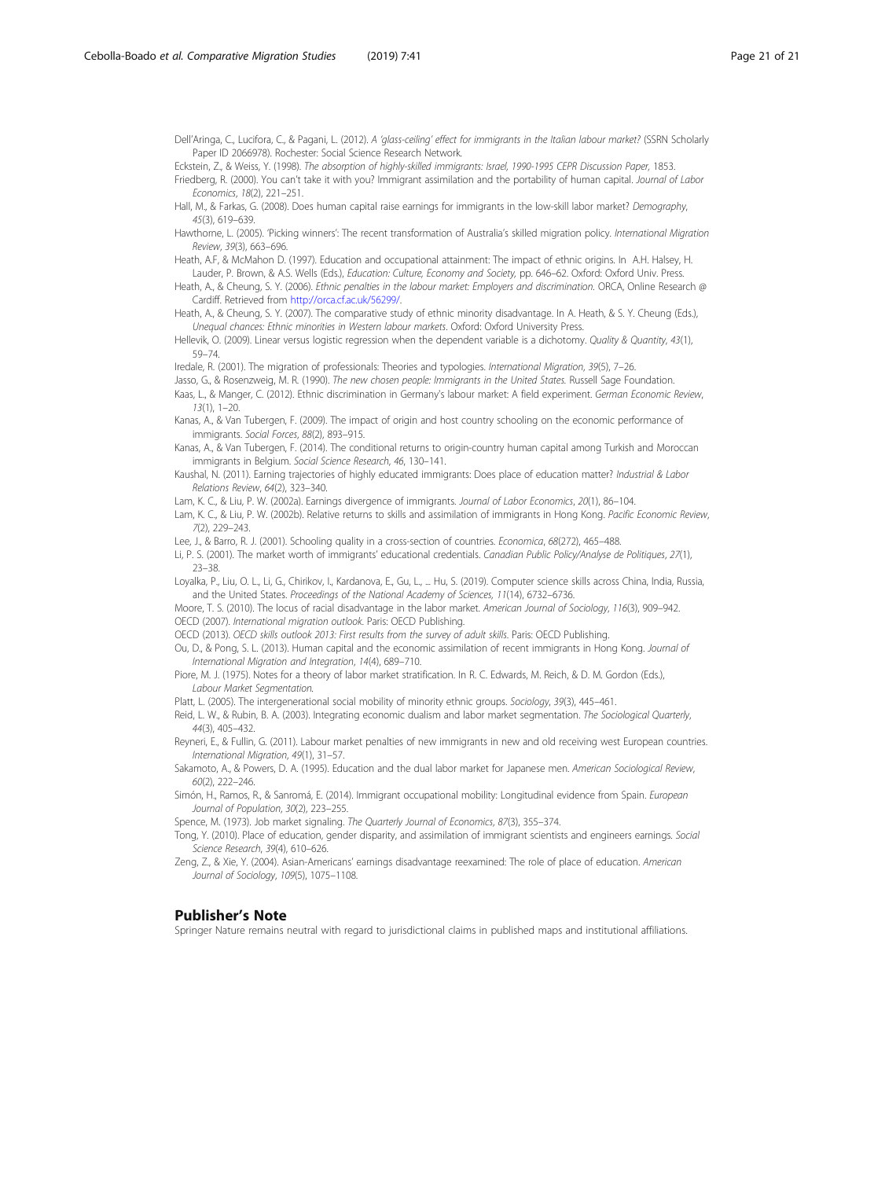Dell'Aringa, C., Lucifora, C., & Pagani, L. (2012). *A 'glass-ceiling' effect for immigrants in the Italian labour market?* (SSRN Scholarly Paper ID 2066978). Rochester: Social Science Research Network.

Eckstein, Z., & Weiss, Y. (1998). *The absorption of highly-skilled immigrants: Israel, 1990-1995 CEPR Discussion Paper*, 1853.

Friedberg, R. (2000). You can't take it with you? Immigrant assimilation and the portability of human capital. *Journal of Labor Economics*, *18*(2), 221–251.

Hall, M., & Farkas, G. (2008). Does human capital raise earnings for immigrants in the low-skill labor market? *Demography*, *45*(3), 619–639.

Hawthorne, L. (2005). 'Picking winners': The recent transformation of Australia's skilled migration policy. *International Migration Review*, *39*(3), 663–696.

Heath, A.F, & McMahon D. (1997). Education and occupational attainment: The impact of ethnic origins. In A.H. Halsey, H. Lauder, P. Brown, & A.S. Wells (Eds.), *Education: Culture, Economy and Society*, pp. 646–62. Oxford: Oxford Univ. Press.

Heath, A., & Cheung, S. Y. (2006). *Ethnic penalties in the labour market: Employers and discrimination*. ORCA, Online Research @ Cardiff. Retrieved from http://orca.cf.ac.uk/56299/.

Heath, A., & Cheung, S. Y. (2007). The comparative study of ethnic minority disadvantage. In A. Heath, & S. Y. Cheung (Eds.), *Unequal chances: Ethnic minorities in Western labour markets*. Oxford: Oxford University Press.

Hellevik, O. (2009). Linear versus logistic regression when the dependent variable is a dichotomy. *Quality & Quantity*, *43*(1), 59–74.

Iredale, R. (2001). The migration of professionals: Theories and typologies. *International Migration*, *39*(5), 7–26.

Jasso, G., & Rosenzweig, M. R. (1990). *The new chosen people: Immigrants in the United States*. Russell Sage Foundation.

Kaas, L., & Manger, C. (2012). Ethnic discrimination in Germany's labour market: A field experiment. *German Economic Review*, *13*(1), 1–20.

Kanas, A., & Van Tubergen, F. (2009). The impact of origin and host country schooling on the economic performance of immigrants. *Social Forces*, *88*(2), 893–915.

Kanas, A., & Van Tubergen, F. (2014). The conditional returns to origin-country human capital among Turkish and Moroccan immigrants in Belgium. *Social Science Research*, *46*, 130–141.

Kaushal, N. (2011). Earning trajectories of highly educated immigrants: Does place of education matter? *Industrial & Labor Relations Review*, *64*(2), 323–340.

Lam, K. C., & Liu, P. W. (2002a). Earnings divergence of immigrants. *Journal of Labor Economics*, *20*(1), 86–104.

Lam, K. C., & Liu, P. W. (2002b). Relative returns to skills and assimilation of immigrants in Hong Kong. *Pacific Economic Review*, *7*(2), 229–243.

Lee, J., & Barro, R. J. (2001). Schooling quality in a cross-section of countries. *Economica*, *68*(272), 465–488.

Li, P. S. (2001). The market worth of immigrants' educational credentials. *Canadian Public Policy/Analyse de Politiques*, *27*(1), 23–38.

Loyalka, P., Liu, O. L., Li, G., Chirikov, I., Kardanova, E., Gu, L., ... Hu, S. (2019). Computer science skills across China, India, Russia, and the United States. *Proceedings of the National Academy of Sciences, 11*(14), 6732–6736.

Moore, T. S. (2010). The locus of racial disadvantage in the labor market. *American Journal of Sociology*, *116*(3), 909–942.

OECD (2007). *International migration outlook*. Paris: OECD Publishing.

OECD (2013). *OECD skills outlook 2013: First results from the survey of adult skills*. Paris: OECD Publishing.

Ou, D., & Pong, S. L. (2013). Human capital and the economic assimilation of recent immigrants in Hong Kong. *Journal of International Migration and Integration*, *14*(4), 689–710.

Piore, M. J. (1975). Notes for a theory of labor market stratification. In R. C. Edwards, M. Reich, & D. M. Gordon (Eds.), *Labour Market Segmentation*.

Platt, L. (2005). The intergenerational social mobility of minority ethnic groups. *Sociology*, *39*(3), 445–461.

Reid, L. W., & Rubin, B. A. (2003). Integrating economic dualism and labor market segmentation. *The Sociological Quarterly*, *44*(3), 405–432.

Reyneri, E., & Fullin, G. (2011). Labour market penalties of new immigrants in new and old receiving west European countries. *International Migration*, *49*(1), 31–57.

Sakamoto, A., & Powers, D. A. (1995). Education and the dual labor market for Japanese men. *American Sociological Review*, *60*(2), 222–246.

Simón, H., Ramos, R., & Sanromá, E. (2014). Immigrant occupational mobility: Longitudinal evidence from Spain. *European Journal of Population*, *30*(2), 223–255.

Spence, M. (1973). Job market signaling. *The Quarterly Journal of Economics*, *87*(3), 355–374.

Tong, Y. (2010). Place of education, gender disparity, and assimilation of immigrant scientists and engineers earnings. *Social Science Research*, *39*(4), 610–626.

Zeng, Z., & Xie, Y. (2004). Asian-Americans' earnings disadvantage reexamined: The role of place of education. *American Journal of Sociology*, *109*(5), 1075–1108.

## Publisher's Note

Springer Nature remains neutral with regard to jurisdictional claims in published maps and institutional affiliations.